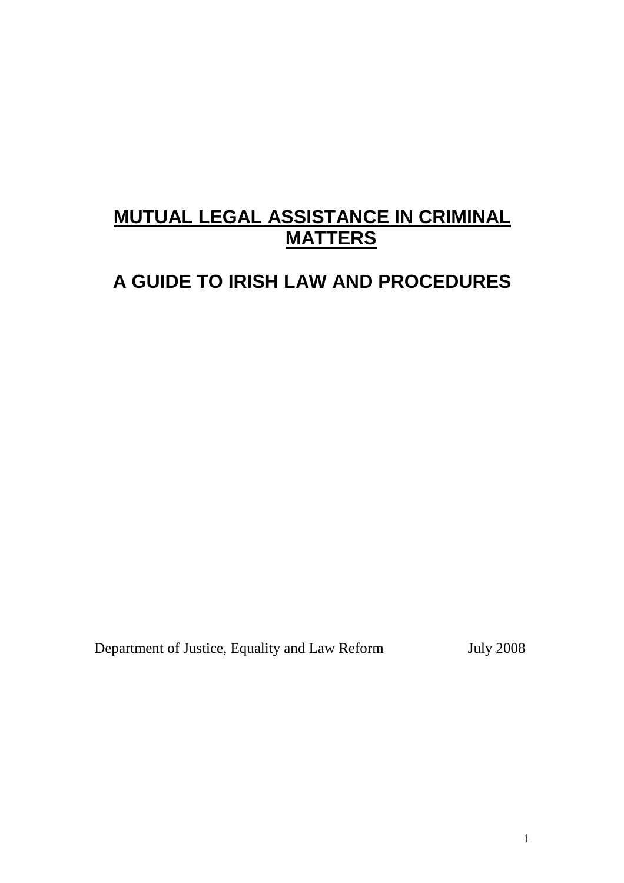# MUTUAL LEGAL ASSISTANCE IN CRIMINAL MATTERS

## A GUIDE TO IRISH LAW AND PROCEDURES

Department of Justice, Equality and Law Reform July 2008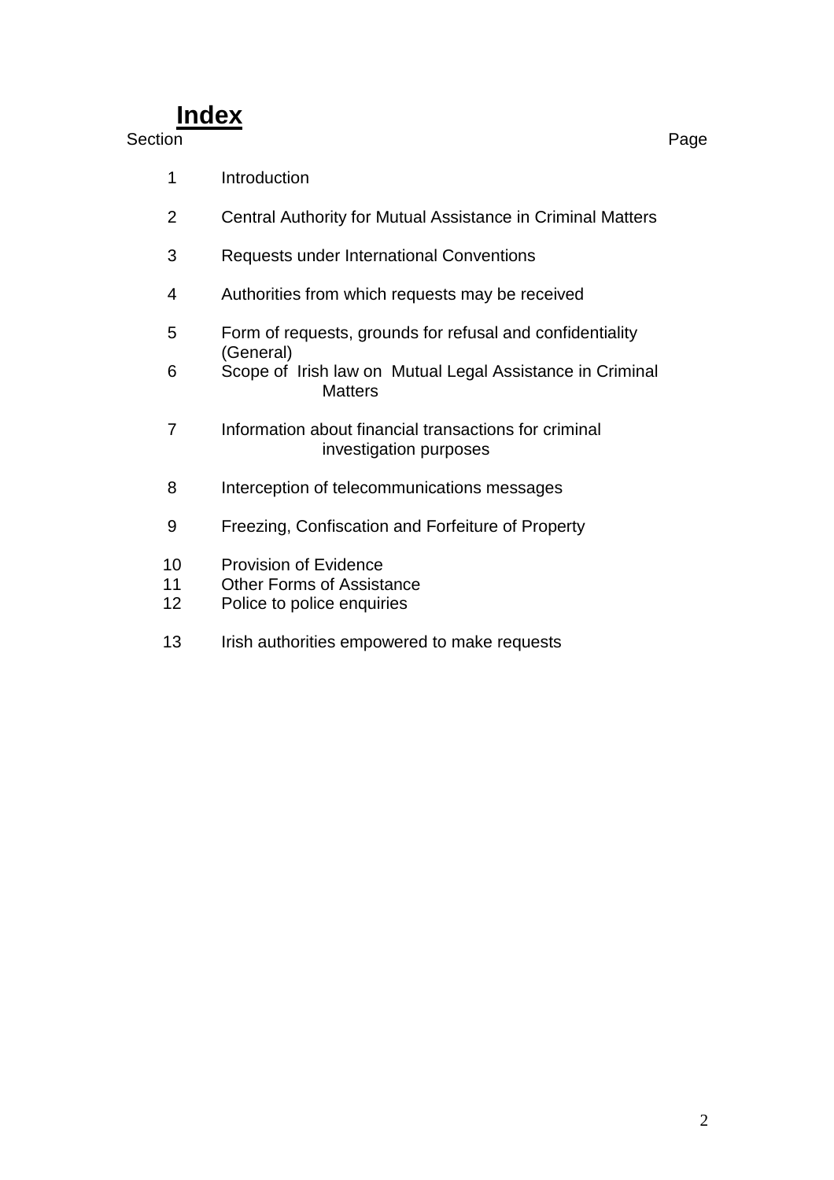# Index

| Section | | Page |
|---|---|---|
| 1 | Introduction | |
| 2 | Central Authority for Mutual Assistance in Criminal Matters | |
| 3 | Requests under International Conventions | |
| 4 | Authorities from which requests may be received | |
| 5 | Form of requests, grounds for refusal and confidentiality (General) | |
| 6 | Scope of Irish law on Mutual Legal Assistance in Criminal Matters | |
| 7 | Information about financial transactions for criminal investigation purposes | |
| 8 | Interception of telecommunications messages | |
| 9 | Freezing, Confiscation and Forfeiture of Property | |
| 10 | Provision of Evidence | |
| 11 | Other Forms of Assistance | |
| 12 | Police to police enquiries | |
| 13 | Irish authorities empowered to make requests | |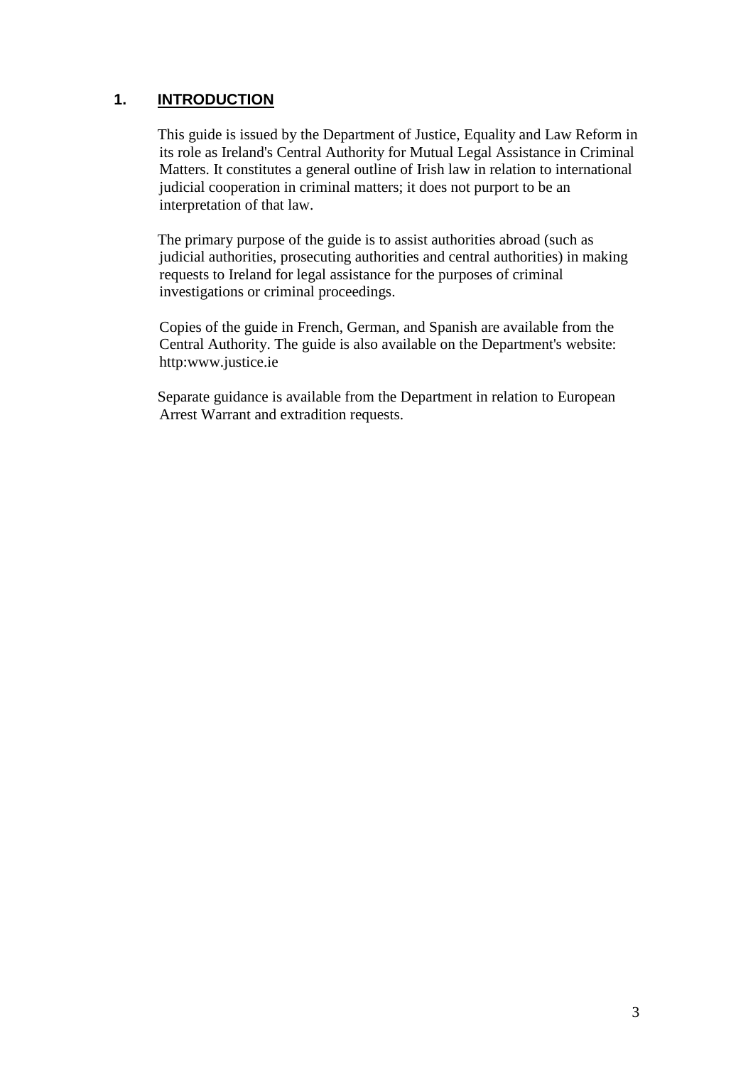# 1. INTRODUCTION

This guide is issued by the Department of Justice, Equality and Law Reform in its role as Ireland's Central Authority for Mutual Legal Assistance in Criminal Matters. It constitutes a general outline of Irish law in relation to international judicial cooperation in criminal matters; it does not purport to be an interpretation of that law.

The primary purpose of the guide is to assist authorities abroad (such as judicial authorities, prosecuting authorities and central authorities) in making requests to Ireland for legal assistance for the purposes of criminal investigations or criminal proceedings.

Copies of the guide in French, German, and Spanish are available from the Central Authority. The guide is also available on the Department's website: http:www.justice.ie

Separate guidance is available from the Department in relation to European Arrest Warrant and extradition requests.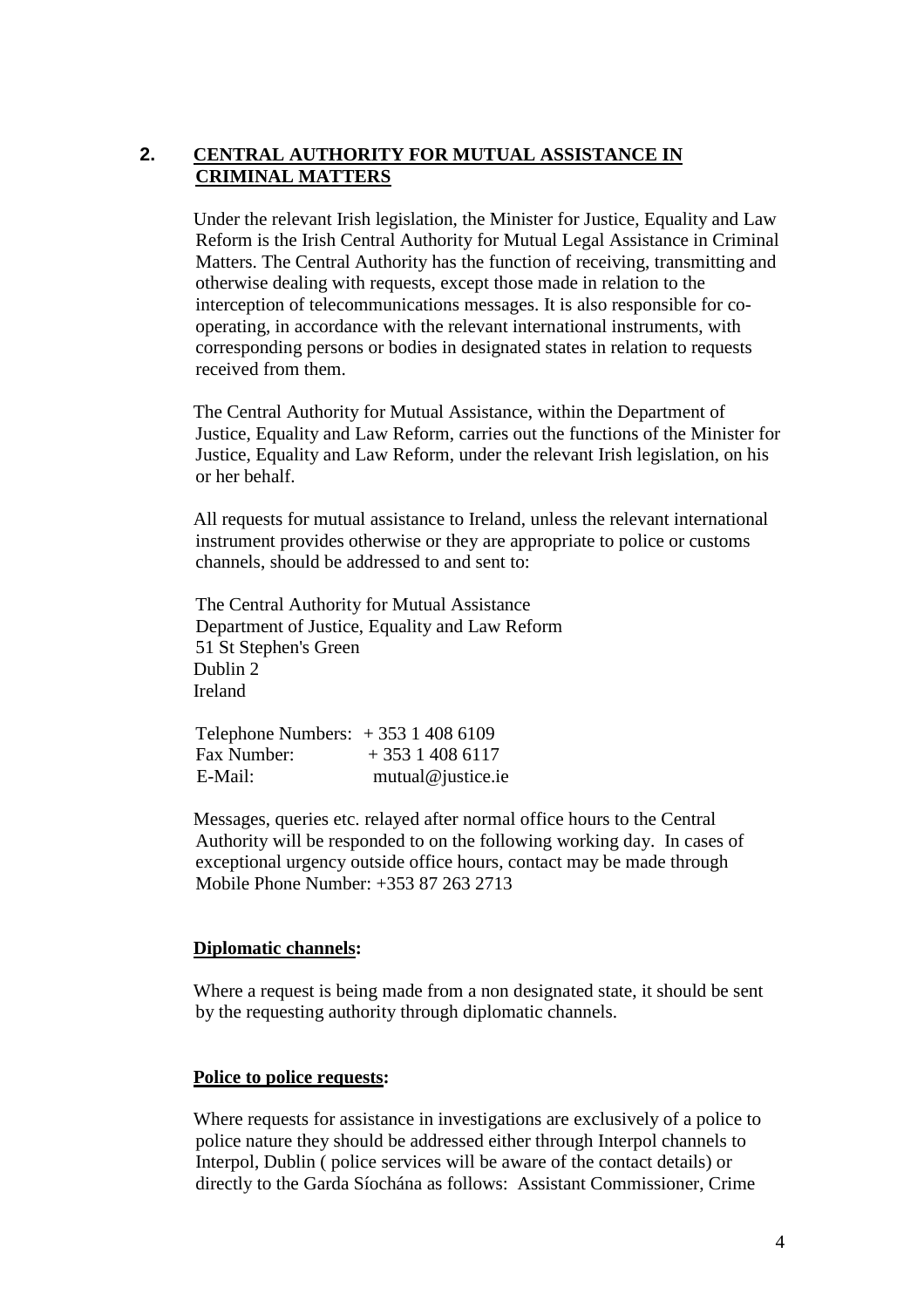## 2. CENTRAL AUTHORITY FOR MUTUAL ASSISTANCE IN CRIMINAL MATTERS

Under the relevant Irish legislation, the Minister for Justice, Equality and Law Reform is the Irish Central Authority for Mutual Legal Assistance in Criminal Matters. The Central Authority has the function of receiving, transmitting and otherwise dealing with requests, except those made in relation to the interception of telecommunications messages. It is also responsible for co-operating, in accordance with the relevant international instruments, with corresponding persons or bodies in designated states in relation to requests received from them.

The Central Authority for Mutual Assistance, within the Department of Justice, Equality and Law Reform, carries out the functions of the Minister for Justice, Equality and Law Reform, under the relevant Irish legislation, on his or her behalf.

All requests for mutual assistance to Ireland, unless the relevant international instrument provides otherwise or they are appropriate to police or customs channels, should be addressed to and sent to:

The Central Authority for Mutual Assistance
Department of Justice, Equality and Law Reform
51 St Stephen's Green
Dublin 2
Ireland

Telephone Numbers: + 353 1 408 6109
Fax Number: + 353 1 408 6117
E-Mail: mutual@justice.ie

Messages, queries etc. relayed after normal office hours to the Central Authority will be responded to on the following working day. In cases of exceptional urgency outside office hours, contact may be made through Mobile Phone Number: +353 87 263 2713

**Diplomatic channels:**

Where a request is being made from a non designated state, it should be sent by the requesting authority through diplomatic channels.

**Police to police requests:**

Where requests for assistance in investigations are exclusively of a police to police nature they should be addressed either through Interpol channels to Interpol, Dublin ( police services will be aware of the contact details) or directly to the Garda Síochána as follows: Assistant Commissioner, Crime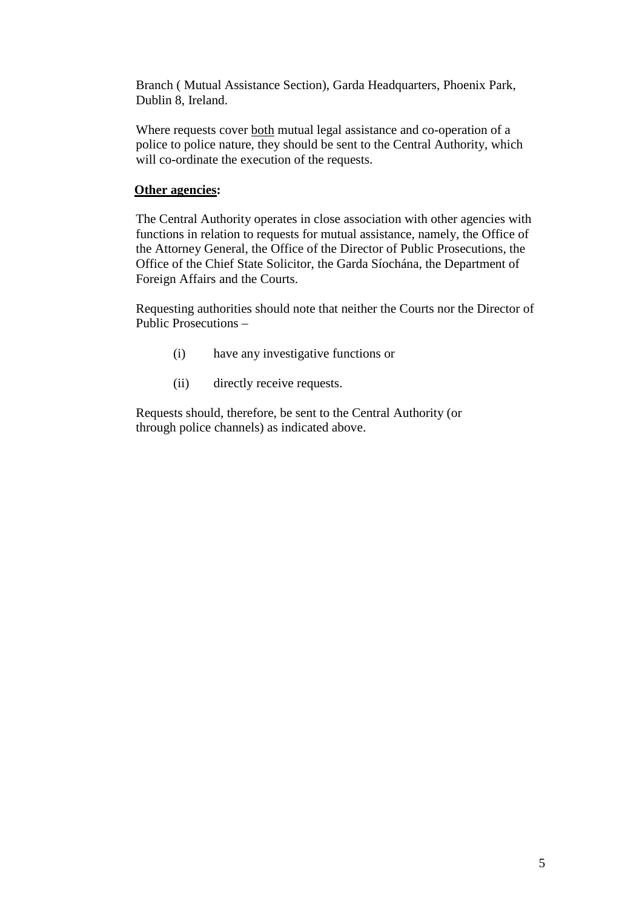Branch ( Mutual Assistance Section), Garda Headquarters, Phoenix Park, Dublin 8, Ireland.

Where requests cover <u>both</u> mutual legal assistance and co-operation of a police to police nature, they should be sent to the Central Authority, which will co-ordinate the execution of the requests.

**<u>Other agencies</u>:**

The Central Authority operates in close association with other agencies with functions in relation to requests for mutual assistance, namely, the Office of the Attorney General, the Office of the Director of Public Prosecutions, the Office of the Chief State Solicitor, the Garda Síochána, the Department of Foreign Affairs and the Courts.

Requesting authorities should note that neither the Courts nor the Director of Public Prosecutions –

(i) have any investigative functions or

(ii) directly receive requests.

Requests should, therefore, be sent to the Central Authority (or through police channels) as indicated above.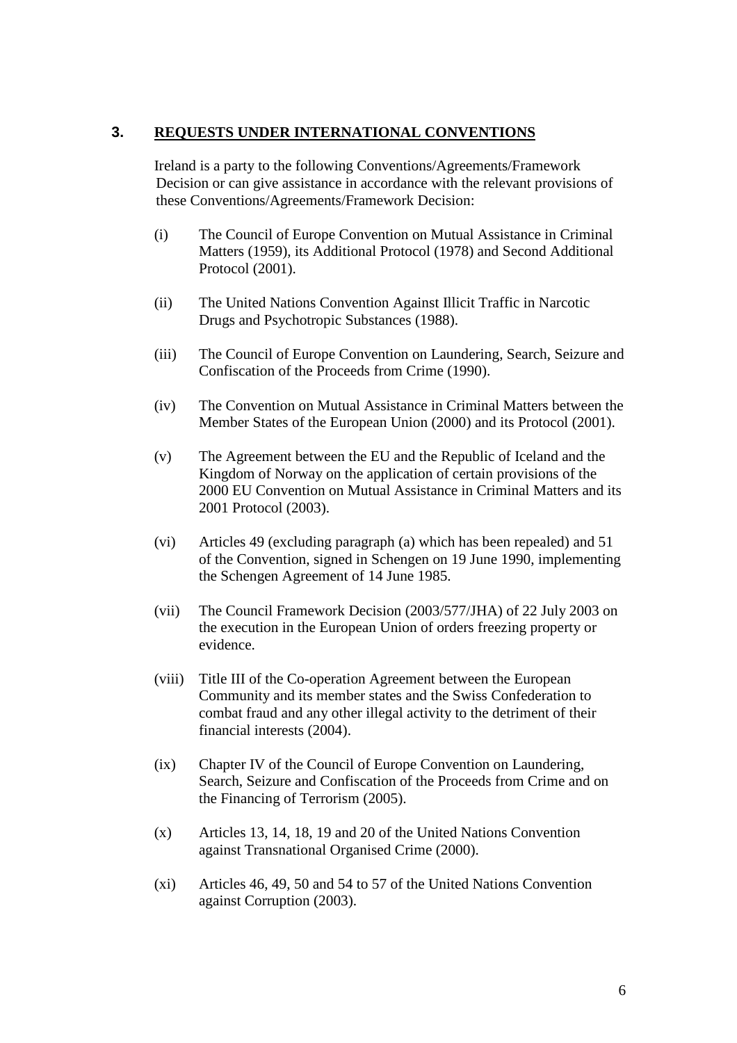## 3. REQUESTS UNDER INTERNATIONAL CONVENTIONS

Ireland is a party to the following Conventions/Agreements/Framework Decision or can give assistance in accordance with the relevant provisions of these Conventions/Agreements/Framework Decision:

(i) The Council of Europe Convention on Mutual Assistance in Criminal Matters (1959), its Additional Protocol (1978) and Second Additional Protocol (2001).

(ii) The United Nations Convention Against Illicit Traffic in Narcotic Drugs and Psychotropic Substances (1988).

(iii) The Council of Europe Convention on Laundering, Search, Seizure and Confiscation of the Proceeds from Crime (1990).

(iv) The Convention on Mutual Assistance in Criminal Matters between the Member States of the European Union (2000) and its Protocol (2001).

(v) The Agreement between the EU and the Republic of Iceland and the Kingdom of Norway on the application of certain provisions of the 2000 EU Convention on Mutual Assistance in Criminal Matters and its 2001 Protocol (2003).

(vi) Articles 49 (excluding paragraph (a) which has been repealed) and 51 of the Convention, signed in Schengen on 19 June 1990, implementing the Schengen Agreement of 14 June 1985.

(vii) The Council Framework Decision (2003/577/JHA) of 22 July 2003 on the execution in the European Union of orders freezing property or evidence.

(viii) Title III of the Co-operation Agreement between the European Community and its member states and the Swiss Confederation to combat fraud and any other illegal activity to the detriment of their financial interests (2004).

(ix) Chapter IV of the Council of Europe Convention on Laundering, Search, Seizure and Confiscation of the Proceeds from Crime and on the Financing of Terrorism (2005).

(x) Articles 13, 14, 18, 19 and 20 of the United Nations Convention against Transnational Organised Crime (2000).

(xi) Articles 46, 49, 50 and 54 to 57 of the United Nations Convention against Corruption (2003).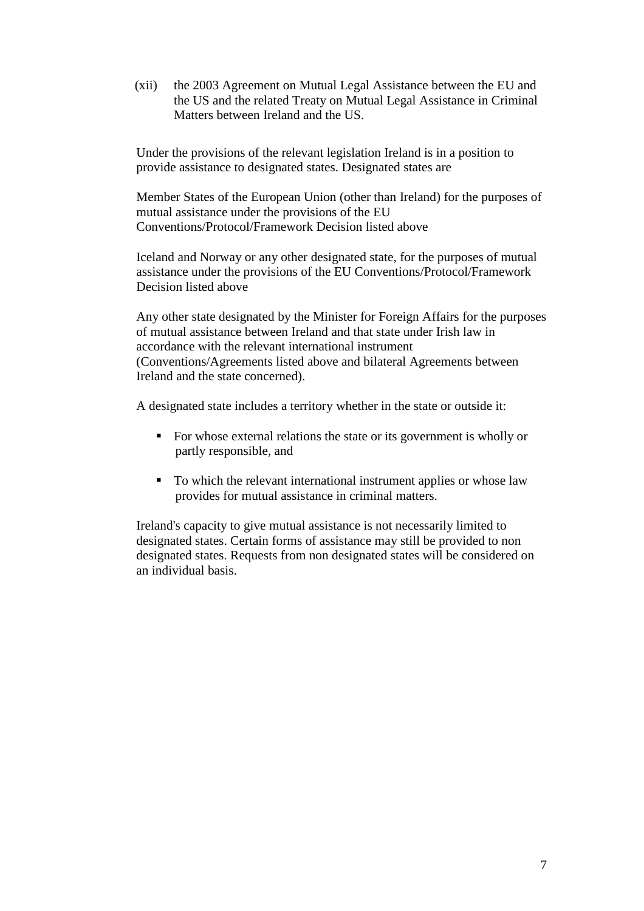(xii) the 2003 Agreement on Mutual Legal Assistance between the EU and the US and the related Treaty on Mutual Legal Assistance in Criminal Matters between Ireland and the US.

Under the provisions of the relevant legislation Ireland is in a position to provide assistance to designated states. Designated states are

Member States of the European Union (other than Ireland) for the purposes of mutual assistance under the provisions of the EU Conventions/Protocol/Framework Decision listed above

Iceland and Norway or any other designated state, for the purposes of mutual assistance under the provisions of the EU Conventions/Protocol/Framework Decision listed above

Any other state designated by the Minister for Foreign Affairs for the purposes of mutual assistance between Ireland and that state under Irish law in accordance with the relevant international instrument (Conventions/Agreements listed above and bilateral Agreements between Ireland and the state concerned).

A designated state includes a territory whether in the state or outside it:

- For whose external relations the state or its government is wholly or partly responsible, and
- To which the relevant international instrument applies or whose law provides for mutual assistance in criminal matters.

Ireland's capacity to give mutual assistance is not necessarily limited to designated states. Certain forms of assistance may still be provided to non designated states. Requests from non designated states will be considered on an individual basis.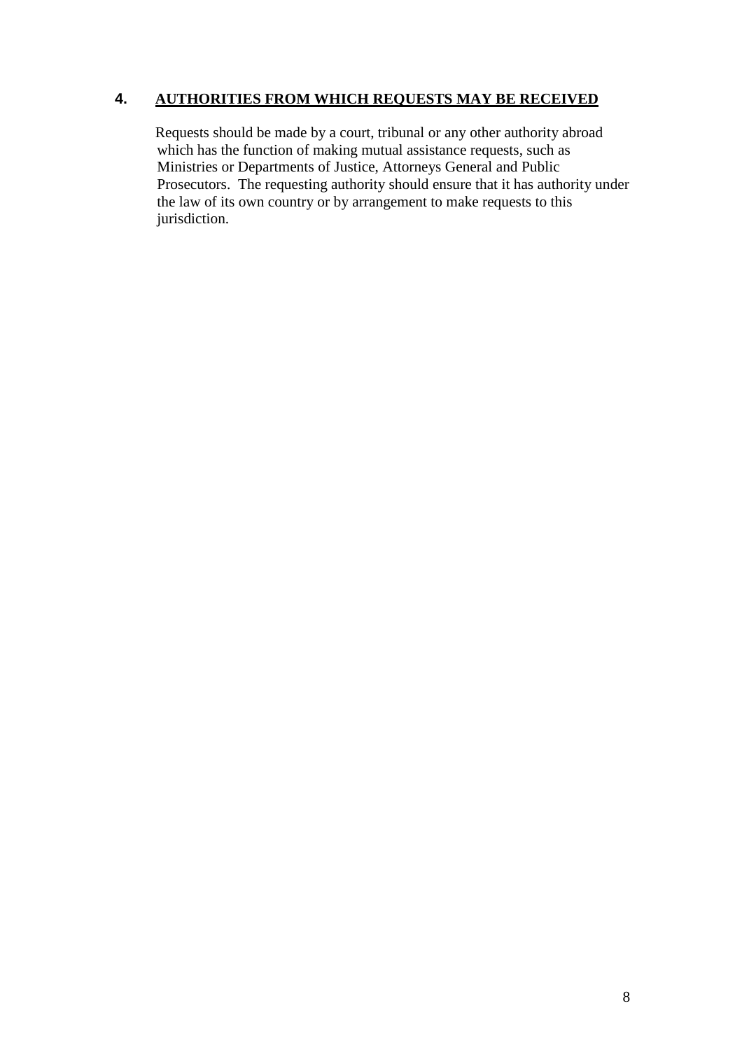## 4. AUTHORITIES FROM WHICH REQUESTS MAY BE RECEIVED

Requests should be made by a court, tribunal or any other authority abroad which has the function of making mutual assistance requests, such as Ministries or Departments of Justice, Attorneys General and Public Prosecutors. The requesting authority should ensure that it has authority under the law of its own country or by arrangement to make requests to this jurisdiction.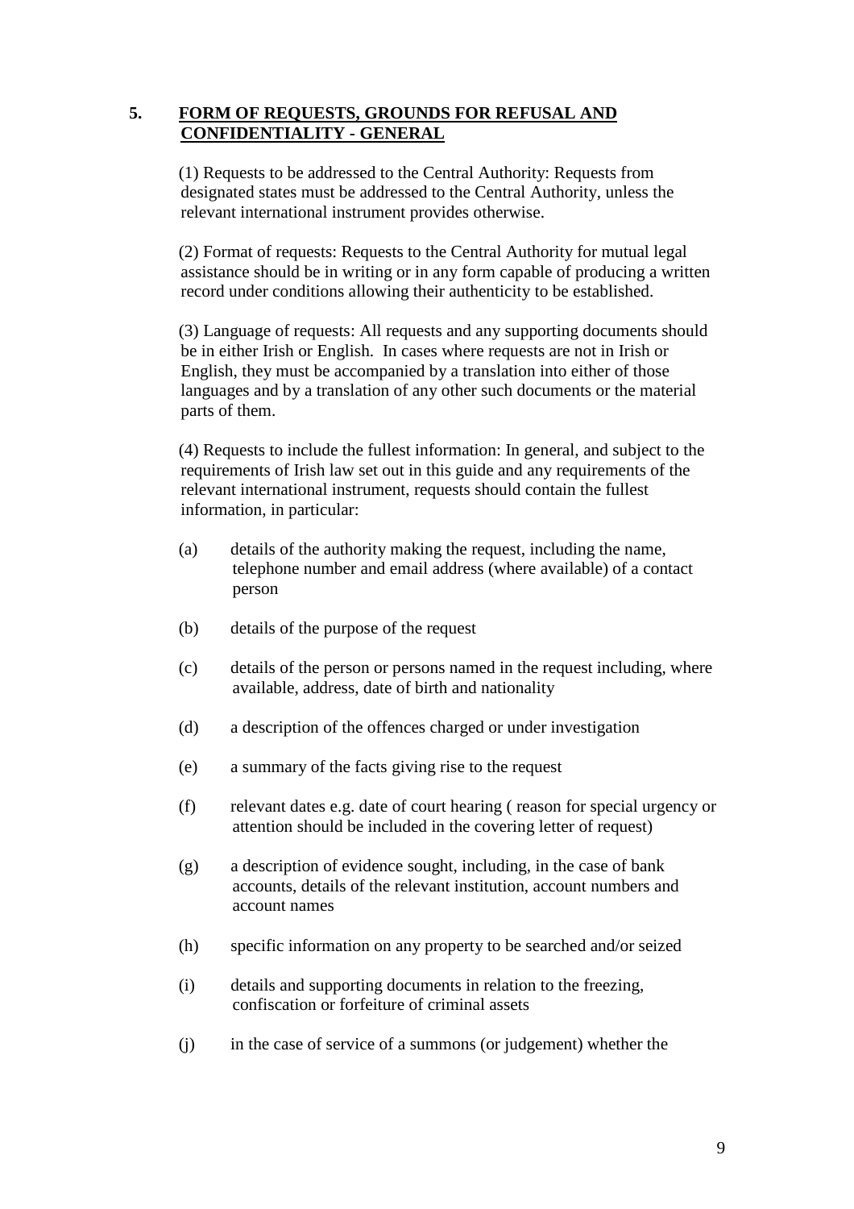## 5. FORM OF REQUESTS, GROUNDS FOR REFUSAL AND CONFIDENTIALITY - GENERAL

(1) Requests to be addressed to the Central Authority: Requests from designated states must be addressed to the Central Authority, unless the relevant international instrument provides otherwise.

(2) Format of requests: Requests to the Central Authority for mutual legal assistance should be in writing or in any form capable of producing a written record under conditions allowing their authenticity to be established.

(3) Language of requests: All requests and any supporting documents should be in either Irish or English. In cases where requests are not in Irish or English, they must be accompanied by a translation into either of those languages and by a translation of any other such documents or the material parts of them.

(4) Requests to include the fullest information: In general, and subject to the requirements of Irish law set out in this guide and any requirements of the relevant international instrument, requests should contain the fullest information, in particular:

(a) details of the authority making the request, including the name, telephone number and email address (where available) of a contact person

(b) details of the purpose of the request

(c) details of the person or persons named in the request including, where available, address, date of birth and nationality

(d) a description of the offences charged or under investigation

(e) a summary of the facts giving rise to the request

(f) relevant dates e.g. date of court hearing ( reason for special urgency or attention should be included in the covering letter of request)

(g) a description of evidence sought, including, in the case of bank accounts, details of the relevant institution, account numbers and account names

(h) specific information on any property to be searched and/or seized

(i) details and supporting documents in relation to the freezing, confiscation or forfeiture of criminal assets

(j) in the case of service of a summons (or judgement) whether the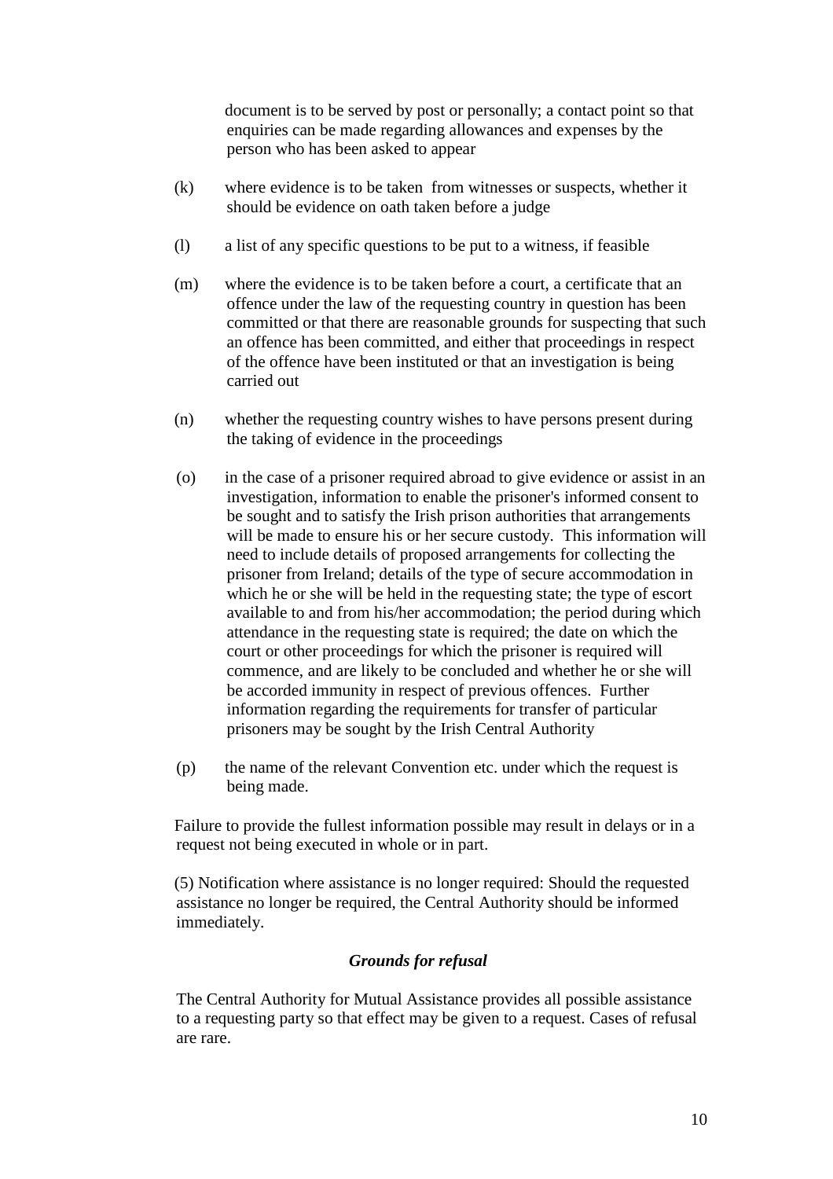document is to be served by post or personally; a contact point so that enquiries can be made regarding allowances and expenses by the person who has been asked to appear

(k) where evidence is to be taken from witnesses or suspects, whether it should be evidence on oath taken before a judge

(l) a list of any specific questions to be put to a witness, if feasible

(m) where the evidence is to be taken before a court, a certificate that an offence under the law of the requesting country in question has been committed or that there are reasonable grounds for suspecting that such an offence has been committed, and either that proceedings in respect of the offence have been instituted or that an investigation is being carried out

(n) whether the requesting country wishes to have persons present during the taking of evidence in the proceedings

(o) in the case of a prisoner required abroad to give evidence or assist in an investigation, information to enable the prisoner's informed consent to be sought and to satisfy the Irish prison authorities that arrangements will be made to ensure his or her secure custody. This information will need to include details of proposed arrangements for collecting the prisoner from Ireland; details of the type of secure accommodation in which he or she will be held in the requesting state; the type of escort available to and from his/her accommodation; the period during which attendance in the requesting state is required; the date on which the court or other proceedings for which the prisoner is required will commence, and are likely to be concluded and whether he or she will be accorded immunity in respect of previous offences. Further information regarding the requirements for transfer of particular prisoners may be sought by the Irish Central Authority

(p) the name of the relevant Convention etc. under which the request is being made.

Failure to provide the fullest information possible may result in delays or in a request not being executed in whole or in part.

(5) Notification where assistance is no longer required: Should the requested assistance no longer be required, the Central Authority should be informed immediately.

### *Grounds for refusal*

The Central Authority for Mutual Assistance provides all possible assistance to a requesting party so that effect may be given to a request. Cases of refusal are rare.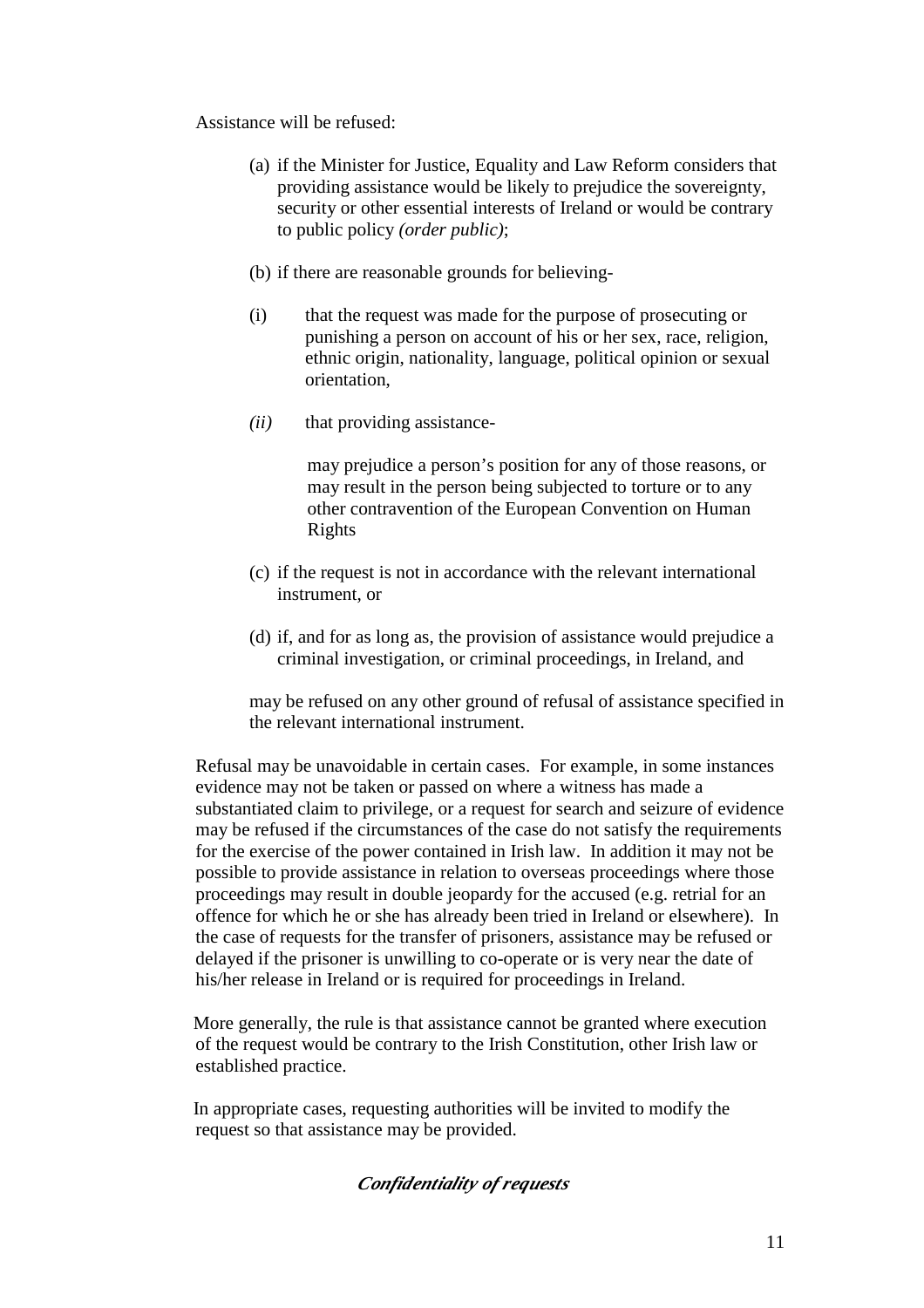Assistance will be refused:

(a) if the Minister for Justice, Equality and Law Reform considers that providing assistance would be likely to prejudice the sovereignty, security or other essential interests of Ireland or would be contrary to public policy *(order public)*;

(b) if there are reasonable grounds for believing-

(i) that the request was made for the purpose of prosecuting or punishing a person on account of his or her sex, race, religion, ethnic origin, nationality, language, political opinion or sexual orientation,

*(ii)* that providing assistance-

may prejudice a person's position for any of those reasons, or may result in the person being subjected to torture or to any other contravention of the European Convention on Human Rights

(c) if the request is not in accordance with the relevant international instrument, or

(d) if, and for as long as, the provision of assistance would prejudice a criminal investigation, or criminal proceedings, in Ireland, and

may be refused on any other ground of refusal of assistance specified in the relevant international instrument.

Refusal may be unavoidable in certain cases. For example, in some instances evidence may not be taken or passed on where a witness has made a substantiated claim to privilege, or a request for search and seizure of evidence may be refused if the circumstances of the case do not satisfy the requirements for the exercise of the power contained in Irish law. In addition it may not be possible to provide assistance in relation to overseas proceedings where those proceedings may result in double jeopardy for the accused (e.g. retrial for an offence for which he or she has already been tried in Ireland or elsewhere). In the case of requests for the transfer of prisoners, assistance may be refused or delayed if the prisoner is unwilling to co-operate or is very near the date of his/her release in Ireland or is required for proceedings in Ireland.

More generally, the rule is that assistance cannot be granted where execution of the request would be contrary to the Irish Constitution, other Irish law or established practice.

In appropriate cases, requesting authorities will be invited to modify the request so that assistance may be provided.

### *Confidentiality of requests*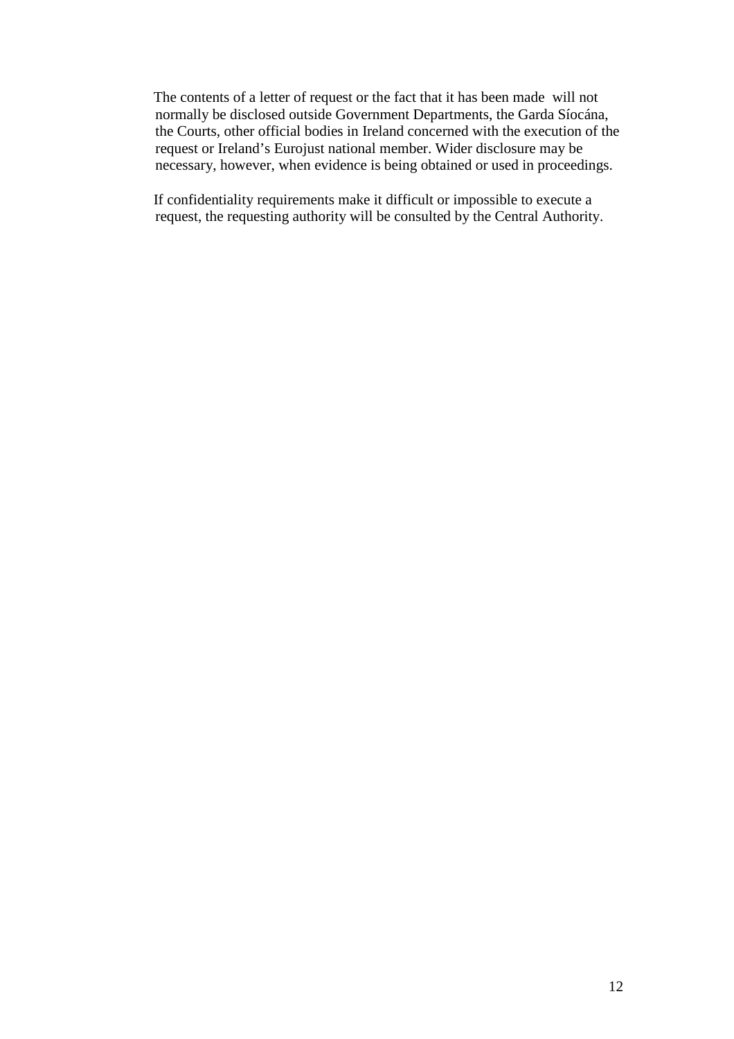The contents of a letter of request or the fact that it has been made will not normally be disclosed outside Government Departments, the Garda Síocána, the Courts, other official bodies in Ireland concerned with the execution of the request or Ireland's Eurojust national member. Wider disclosure may be necessary, however, when evidence is being obtained or used in proceedings.

If confidentiality requirements make it difficult or impossible to execute a request, the requesting authority will be consulted by the Central Authority.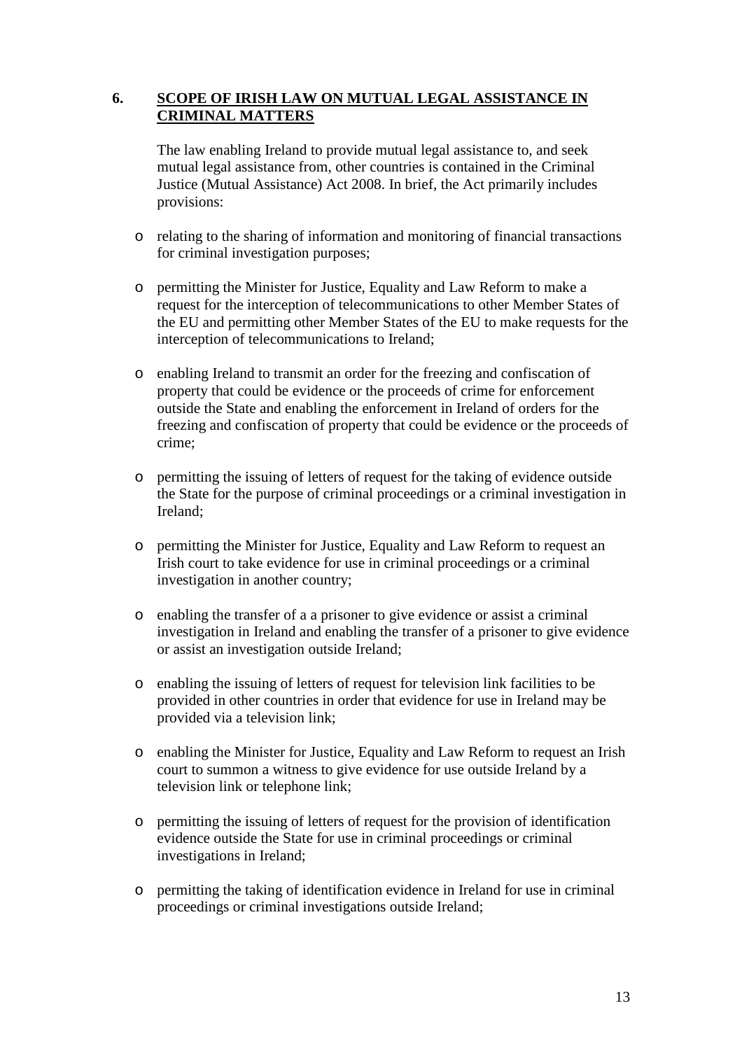## 6. <u>SCOPE OF IRISH LAW ON MUTUAL LEGAL ASSISTANCE IN CRIMINAL MATTERS</u>

The law enabling Ireland to provide mutual legal assistance to, and seek mutual legal assistance from, other countries is contained in the Criminal Justice (Mutual Assistance) Act 2008. In brief, the Act primarily includes provisions:

- relating to the sharing of information and monitoring of financial transactions for criminal investigation purposes;
- permitting the Minister for Justice, Equality and Law Reform to make a request for the interception of telecommunications to other Member States of the EU and permitting other Member States of the EU to make requests for the interception of telecommunications to Ireland;
- enabling Ireland to transmit an order for the freezing and confiscation of property that could be evidence or the proceeds of crime for enforcement outside the State and enabling the enforcement in Ireland of orders for the freezing and confiscation of property that could be evidence or the proceeds of crime;
- permitting the issuing of letters of request for the taking of evidence outside the State for the purpose of criminal proceedings or a criminal investigation in Ireland;
- permitting the Minister for Justice, Equality and Law Reform to request an Irish court to take evidence for use in criminal proceedings or a criminal investigation in another country;
- enabling the transfer of a a prisoner to give evidence or assist a criminal investigation in Ireland and enabling the transfer of a prisoner to give evidence or assist an investigation outside Ireland;
- enabling the issuing of letters of request for television link facilities to be provided in other countries in order that evidence for use in Ireland may be provided via a television link;
- enabling the Minister for Justice, Equality and Law Reform to request an Irish court to summon a witness to give evidence for use outside Ireland by a television link or telephone link;
- permitting the issuing of letters of request for the provision of identification evidence outside the State for use in criminal proceedings or criminal investigations in Ireland;
- permitting the taking of identification evidence in Ireland for use in criminal proceedings or criminal investigations outside Ireland;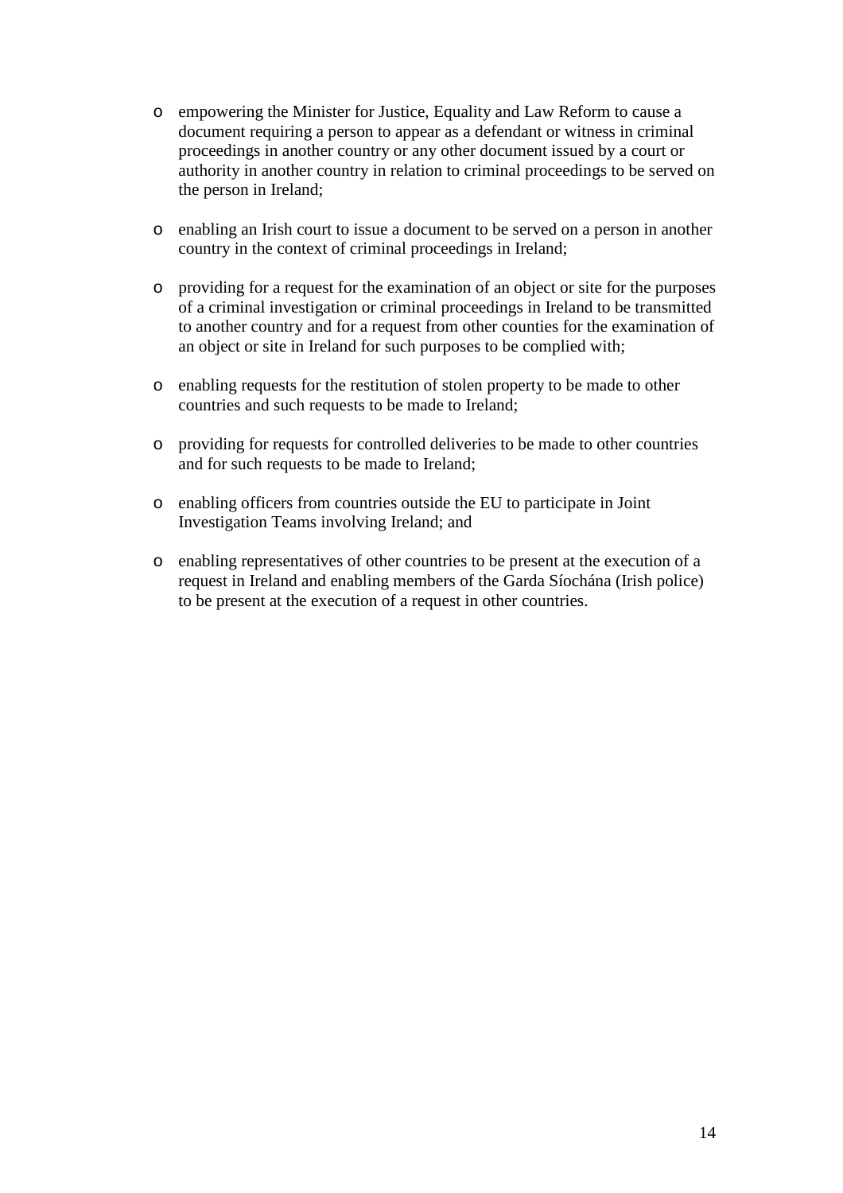- empowering the Minister for Justice, Equality and Law Reform to cause a document requiring a person to appear as a defendant or witness in criminal proceedings in another country or any other document issued by a court or authority in another country in relation to criminal proceedings to be served on the person in Ireland;

- enabling an Irish court to issue a document to be served on a person in another country in the context of criminal proceedings in Ireland;

- providing for a request for the examination of an object or site for the purposes of a criminal investigation or criminal proceedings in Ireland to be transmitted to another country and for a request from other counties for the examination of an object or site in Ireland for such purposes to be complied with;

- enabling requests for the restitution of stolen property to be made to other countries and such requests to be made to Ireland;

- providing for requests for controlled deliveries to be made to other countries and for such requests to be made to Ireland;

- enabling officers from countries outside the EU to participate in Joint Investigation Teams involving Ireland; and

- enabling representatives of other countries to be present at the execution of a request in Ireland and enabling members of the Garda Síochána (Irish police) to be present at the execution of a request in other countries.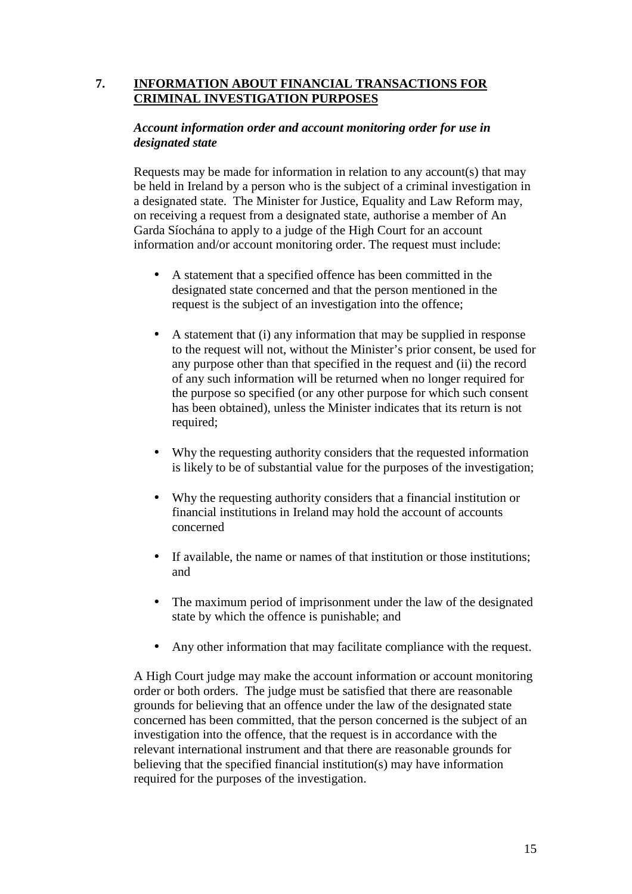## 7. INFORMATION ABOUT FINANCIAL TRANSACTIONS FOR CRIMINAL INVESTIGATION PURPOSES

### *Account information order and account monitoring order for use in designated state*

Requests may be made for information in relation to any account(s) that may be held in Ireland by a person who is the subject of a criminal investigation in a designated state. The Minister for Justice, Equality and Law Reform may, on receiving a request from a designated state, authorise a member of An Garda Síochána to apply to a judge of the High Court for an account information and/or account monitoring order. The request must include:

- A statement that a specified offence has been committed in the designated state concerned and that the person mentioned in the request is the subject of an investigation into the offence;

- A statement that (i) any information that may be supplied in response to the request will not, without the Minister's prior consent, be used for any purpose other than that specified in the request and (ii) the record of any such information will be returned when no longer required for the purpose so specified (or any other purpose for which such consent has been obtained), unless the Minister indicates that its return is not required;

- Why the requesting authority considers that the requested information is likely to be of substantial value for the purposes of the investigation;

- Why the requesting authority considers that a financial institution or financial institutions in Ireland may hold the account of accounts concerned

- If available, the name or names of that institution or those institutions; and

- The maximum period of imprisonment under the law of the designated state by which the offence is punishable; and

- Any other information that may facilitate compliance with the request.

A High Court judge may make the account information or account monitoring order or both orders. The judge must be satisfied that there are reasonable grounds for believing that an offence under the law of the designated state concerned has been committed, that the person concerned is the subject of an investigation into the offence, that the request is in accordance with the relevant international instrument and that there are reasonable grounds for believing that the specified financial institution(s) may have information required for the purposes of the investigation.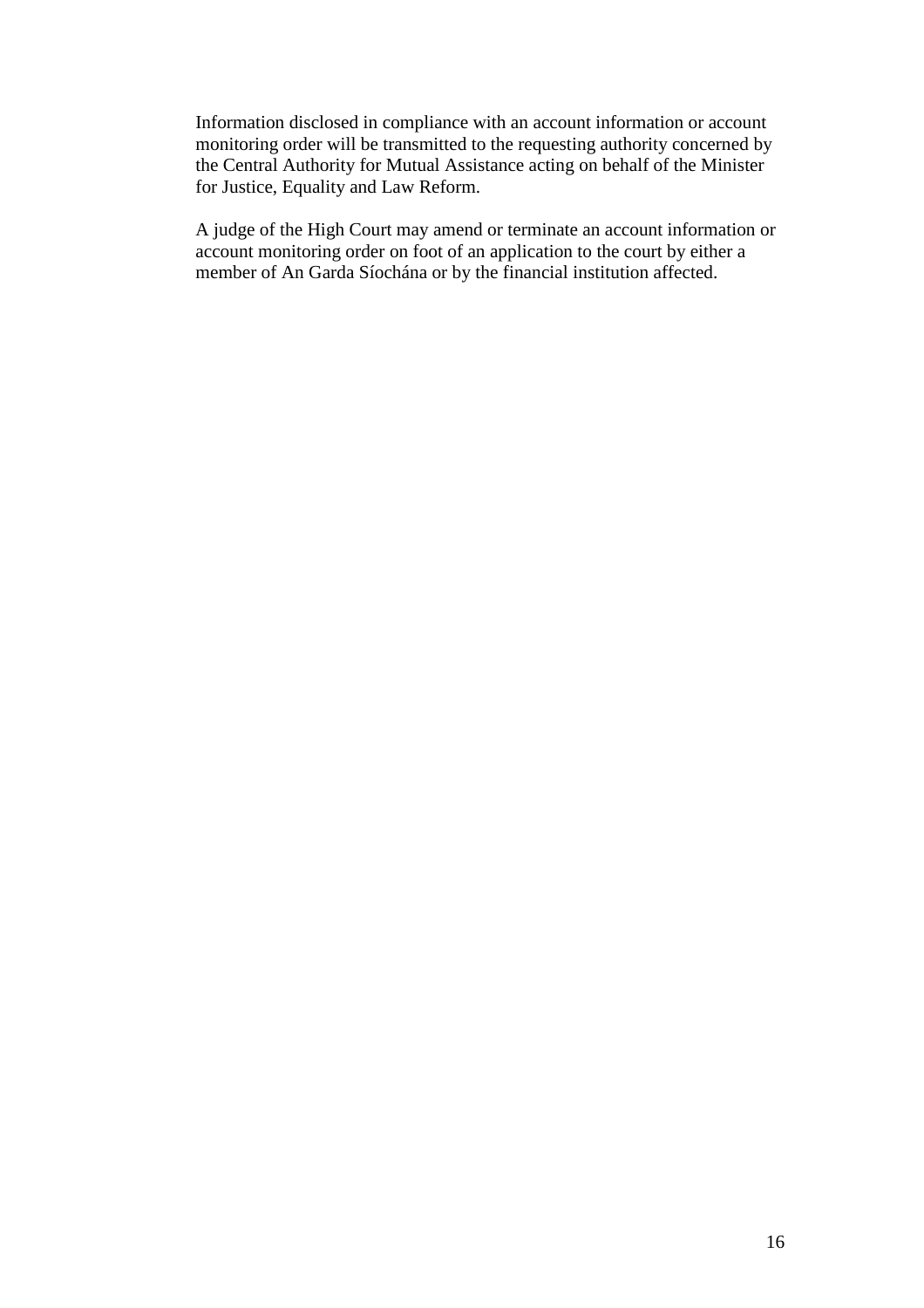Information disclosed in compliance with an account information or account monitoring order will be transmitted to the requesting authority concerned by the Central Authority for Mutual Assistance acting on behalf of the Minister for Justice, Equality and Law Reform.

A judge of the High Court may amend or terminate an account information or account monitoring order on foot of an application to the court by either a member of An Garda Síochána or by the financial institution affected.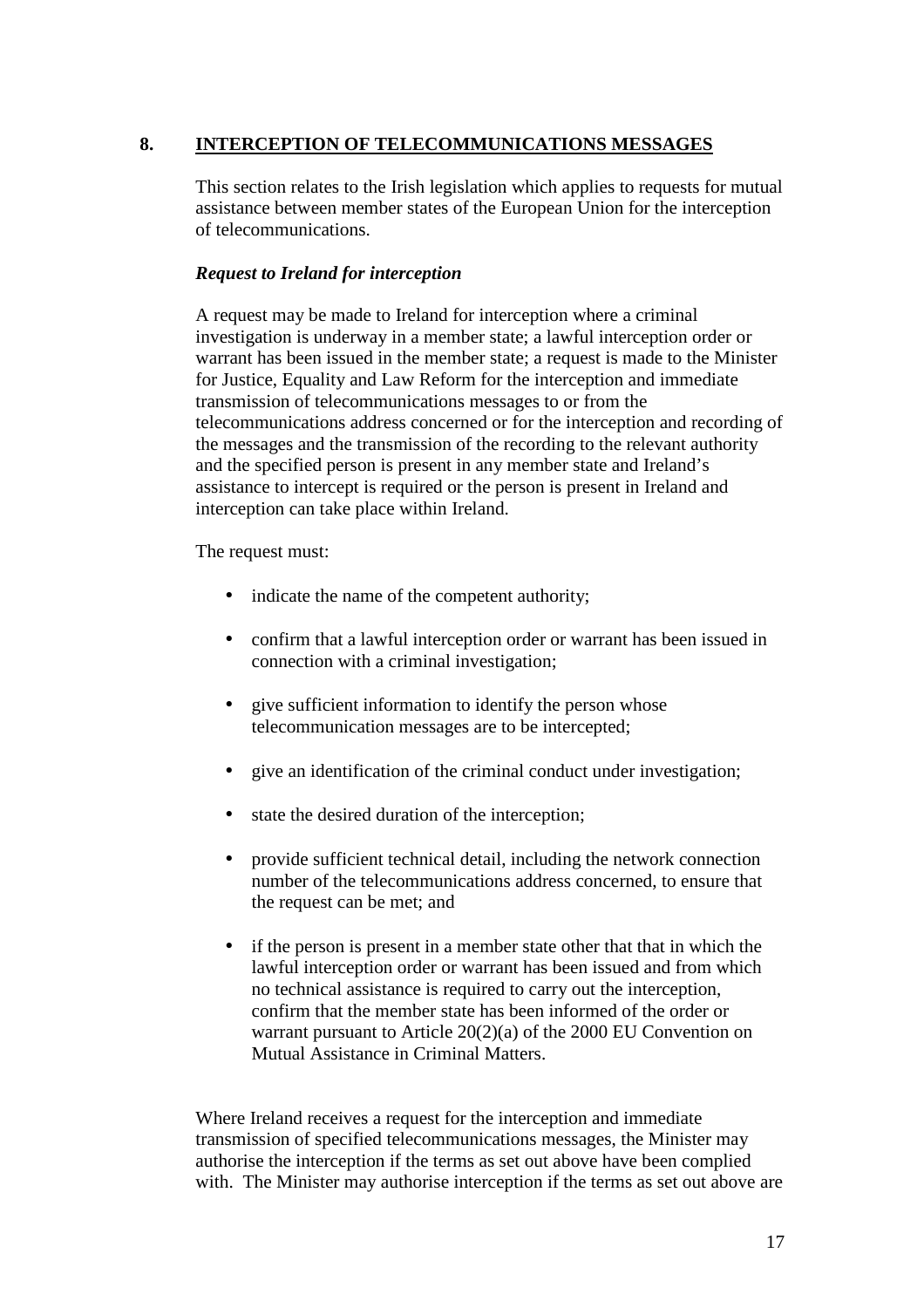## 8. INTERCEPTION OF TELECOMMUNICATIONS MESSAGES

This section relates to the Irish legislation which applies to requests for mutual assistance between member states of the European Union for the interception of telecommunications.

***Request to Ireland for interception***

A request may be made to Ireland for interception where a criminal investigation is underway in a member state; a lawful interception order or warrant has been issued in the member state; a request is made to the Minister for Justice, Equality and Law Reform for the interception and immediate transmission of telecommunications messages to or from the telecommunications address concerned or for the interception and recording of the messages and the transmission of the recording to the relevant authority and the specified person is present in any member state and Ireland's assistance to intercept is required or the person is present in Ireland and interception can take place within Ireland.

The request must:

- indicate the name of the competent authority;
- confirm that a lawful interception order or warrant has been issued in connection with a criminal investigation;
- give sufficient information to identify the person whose telecommunication messages are to be intercepted;
- give an identification of the criminal conduct under investigation;
- state the desired duration of the interception;
- provide sufficient technical detail, including the network connection number of the telecommunications address concerned, to ensure that the request can be met; and
- if the person is present in a member state other that that in which the lawful interception order or warrant has been issued and from which no technical assistance is required to carry out the interception, confirm that the member state has been informed of the order or warrant pursuant to Article 20(2)(a) of the 2000 EU Convention on Mutual Assistance in Criminal Matters.

Where Ireland receives a request for the interception and immediate transmission of specified telecommunications messages, the Minister may authorise the interception if the terms as set out above have been complied with. The Minister may authorise interception if the terms as set out above are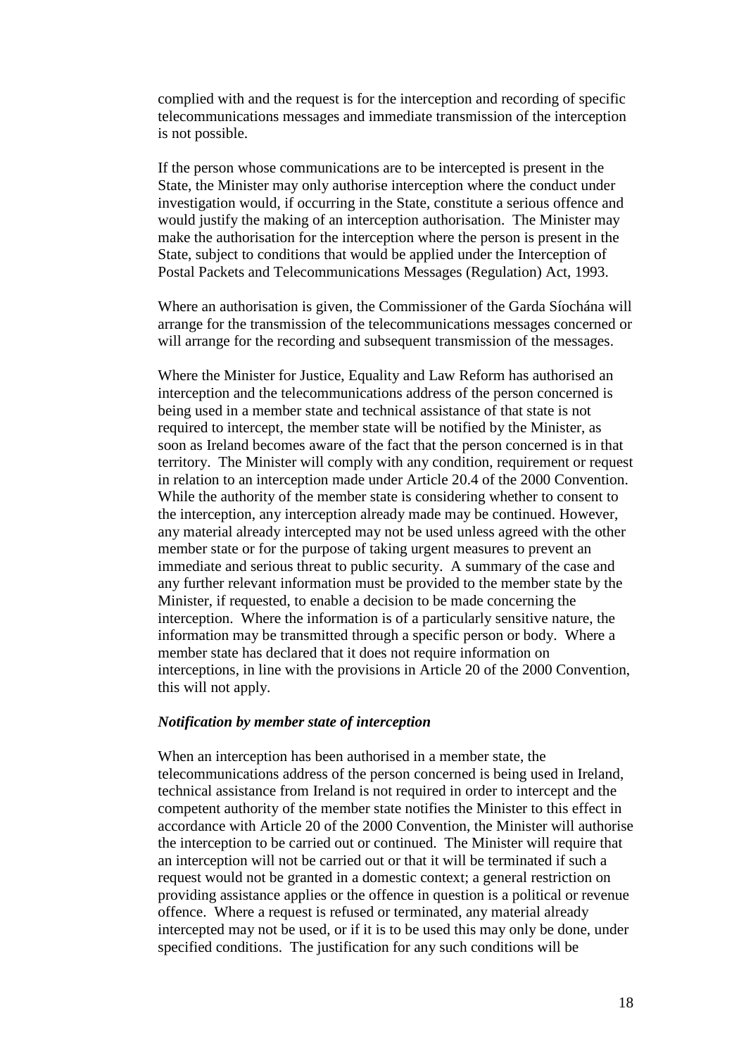complied with and the request is for the interception and recording of specific telecommunications messages and immediate transmission of the interception is not possible.

If the person whose communications are to be intercepted is present in the State, the Minister may only authorise interception where the conduct under investigation would, if occurring in the State, constitute a serious offence and would justify the making of an interception authorisation. The Minister may make the authorisation for the interception where the person is present in the State, subject to conditions that would be applied under the Interception of Postal Packets and Telecommunications Messages (Regulation) Act, 1993.

Where an authorisation is given, the Commissioner of the Garda Síochána will arrange for the transmission of the telecommunications messages concerned or will arrange for the recording and subsequent transmission of the messages.

Where the Minister for Justice, Equality and Law Reform has authorised an interception and the telecommunications address of the person concerned is being used in a member state and technical assistance of that state is not required to intercept, the member state will be notified by the Minister, as soon as Ireland becomes aware of the fact that the person concerned is in that territory. The Minister will comply with any condition, requirement or request in relation to an interception made under Article 20.4 of the 2000 Convention. While the authority of the member state is considering whether to consent to the interception, any interception already made may be continued. However, any material already intercepted may not be used unless agreed with the other member state or for the purpose of taking urgent measures to prevent an immediate and serious threat to public security. A summary of the case and any further relevant information must be provided to the member state by the Minister, if requested, to enable a decision to be made concerning the interception. Where the information is of a particularly sensitive nature, the information may be transmitted through a specific person or body. Where a member state has declared that it does not require information on interceptions, in line with the provisions in Article 20 of the 2000 Convention, this will not apply.

***Notification by member state of interception***

When an interception has been authorised in a member state, the telecommunications address of the person concerned is being used in Ireland, technical assistance from Ireland is not required in order to intercept and the competent authority of the member state notifies the Minister to this effect in accordance with Article 20 of the 2000 Convention, the Minister will authorise the interception to be carried out or continued. The Minister will require that an interception will not be carried out or that it will be terminated if such a request would not be granted in a domestic context; a general restriction on providing assistance applies or the offence in question is a political or revenue offence. Where a request is refused or terminated, any material already intercepted may not be used, or if it is to be used this may only be done, under specified conditions. The justification for any such conditions will be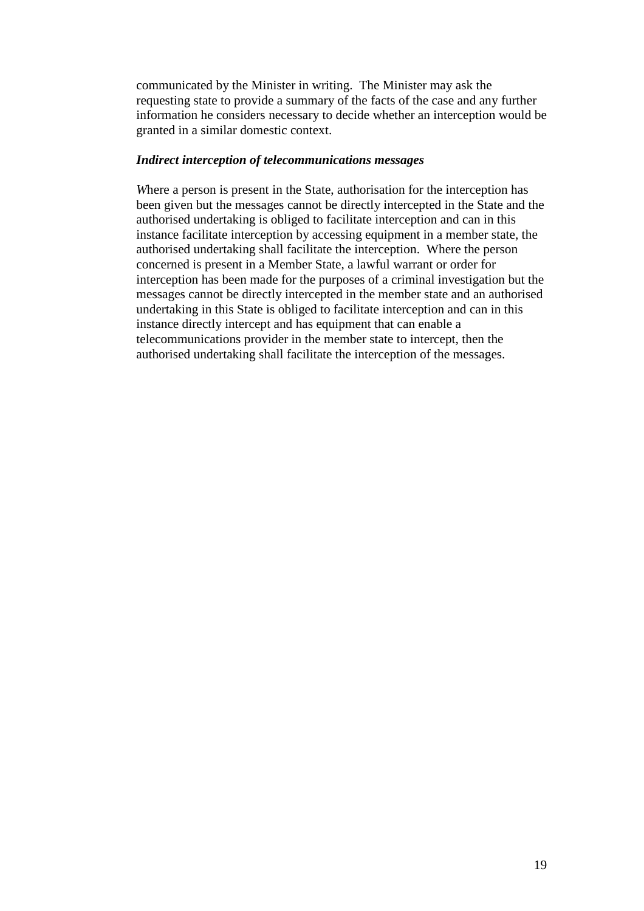communicated by the Minister in writing. The Minister may ask the requesting state to provide a summary of the facts of the case and any further information he considers necessary to decide whether an interception would be granted in a similar domestic context.

***Indirect interception of telecommunications messages***

*W*here a person is present in the State, authorisation for the interception has been given but the messages cannot be directly intercepted in the State and the authorised undertaking is obliged to facilitate interception and can in this instance facilitate interception by accessing equipment in a member state, the authorised undertaking shall facilitate the interception. Where the person concerned is present in a Member State, a lawful warrant or order for interception has been made for the purposes of a criminal investigation but the messages cannot be directly intercepted in the member state and an authorised undertaking in this State is obliged to facilitate interception and can in this instance directly intercept and has equipment that can enable a telecommunications provider in the member state to intercept, then the authorised undertaking shall facilitate the interception of the messages.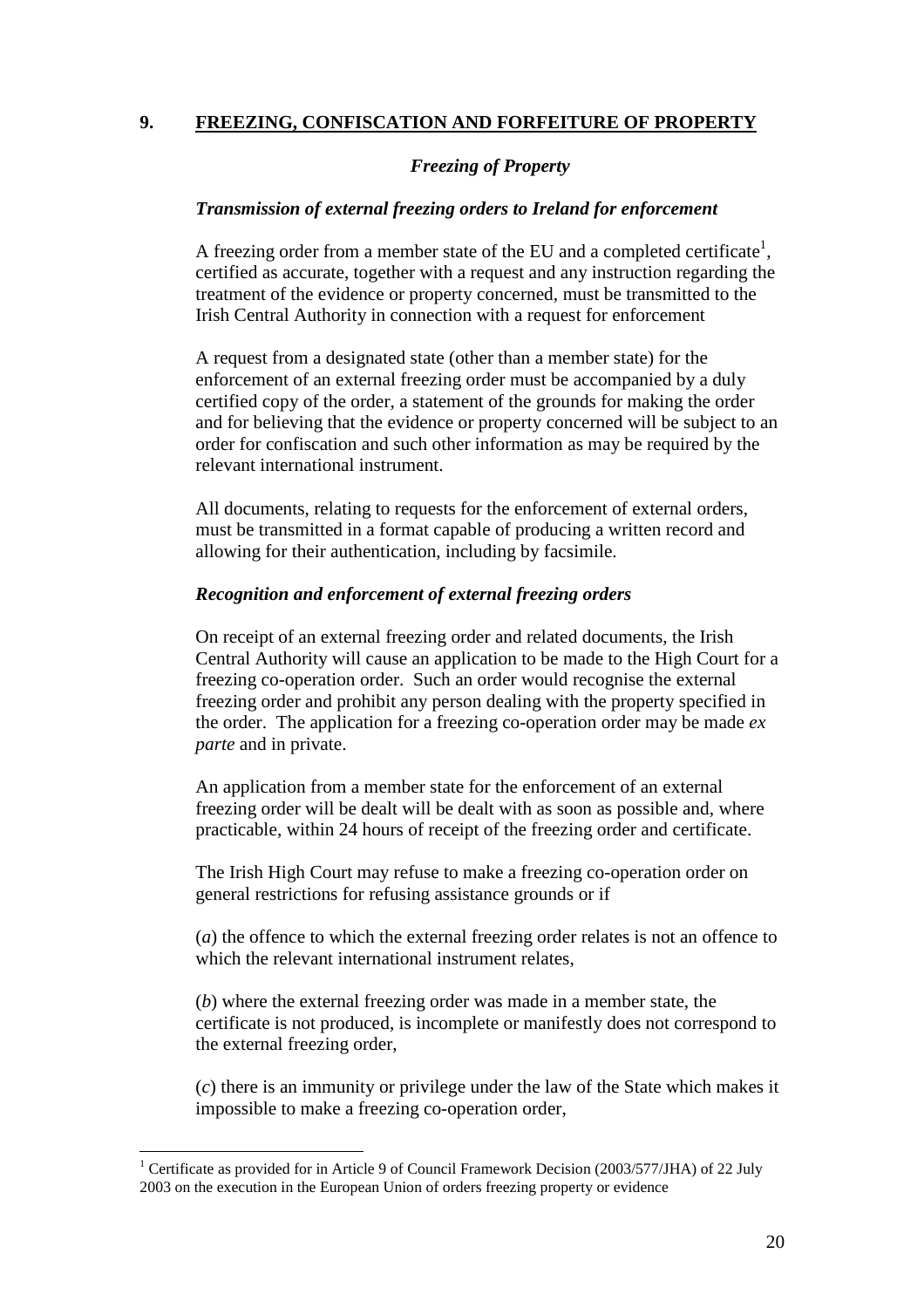## 9. FREEZING, CONFISCATION AND FORFEITURE OF PROPERTY

### *Freezing of Property*

#### *Transmission of external freezing orders to Ireland for enforcement*

A freezing order from a member state of the EU and a completed certificate[1], certified as accurate, together with a request and any instruction regarding the treatment of the evidence or property concerned, must be transmitted to the Irish Central Authority in connection with a request for enforcement

A request from a designated state (other than a member state) for the enforcement of an external freezing order must be accompanied by a duly certified copy of the order, a statement of the grounds for making the order and for believing that the evidence or property concerned will be subject to an order for confiscation and such other information as may be required by the relevant international instrument.

All documents, relating to requests for the enforcement of external orders, must be transmitted in a format capable of producing a written record and allowing for their authentication, including by facsimile.

#### *Recognition and enforcement of external freezing orders*

On receipt of an external freezing order and related documents, the Irish Central Authority will cause an application to be made to the High Court for a freezing co-operation order. Such an order would recognise the external freezing order and prohibit any person dealing with the property specified in the order. The application for a freezing co-operation order may be made *ex parte* and in private.

An application from a member state for the enforcement of an external freezing order will be dealt will be dealt with as soon as possible and, where practicable, within 24 hours of receipt of the freezing order and certificate.

The Irish High Court may refuse to make a freezing co-operation order on general restrictions for refusing assistance grounds or if

(*a*) the offence to which the external freezing order relates is not an offence to which the relevant international instrument relates,

(*b*) where the external freezing order was made in a member state, the certificate is not produced, is incomplete or manifestly does not correspond to the external freezing order,

(*c*) there is an immunity or privilege under the law of the State which makes it impossible to make a freezing co-operation order,

---

[1] Certificate as provided for in Article 9 of Council Framework Decision (2003/577/JHA) of 22 July 2003 on the execution in the European Union of orders freezing property or evidence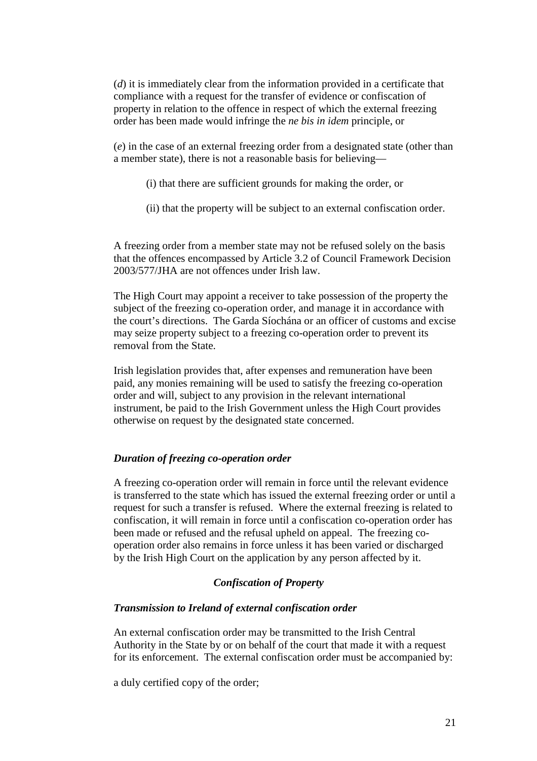(*d*) it is immediately clear from the information provided in a certificate that compliance with a request for the transfer of evidence or confiscation of property in relation to the offence in respect of which the external freezing order has been made would infringe the *ne bis in idem* principle, or

(*e*) in the case of an external freezing order from a designated state (other than a member state), there is not a reasonable basis for believing—

> (i) that there are sufficient grounds for making the order, or
>
> (ii) that the property will be subject to an external confiscation order.

A freezing order from a member state may not be refused solely on the basis that the offences encompassed by Article 3.2 of Council Framework Decision 2003/577/JHA are not offences under Irish law.

The High Court may appoint a receiver to take possession of the property the subject of the freezing co-operation order, and manage it in accordance with the court's directions. The Garda Síochána or an officer of customs and excise may seize property subject to a freezing co-operation order to prevent its removal from the State.

Irish legislation provides that, after expenses and remuneration have been paid, any monies remaining will be used to satisfy the freezing co-operation order and will, subject to any provision in the relevant international instrument, be paid to the Irish Government unless the High Court provides otherwise on request by the designated state concerned.

### *Duration of freezing co-operation order*

A freezing co-operation order will remain in force until the relevant evidence is transferred to the state which has issued the external freezing order or until a request for such a transfer is refused. Where the external freezing is related to confiscation, it will remain in force until a confiscation co-operation order has been made or refused and the refusal upheld on appeal. The freezing co-operation order also remains in force unless it has been varied or discharged by the Irish High Court on the application by any person affected by it.

## *Confiscation of Property*

### *Transmission to Ireland of external confiscation order*

An external confiscation order may be transmitted to the Irish Central Authority in the State by or on behalf of the court that made it with a request for its enforcement. The external confiscation order must be accompanied by:

a duly certified copy of the order;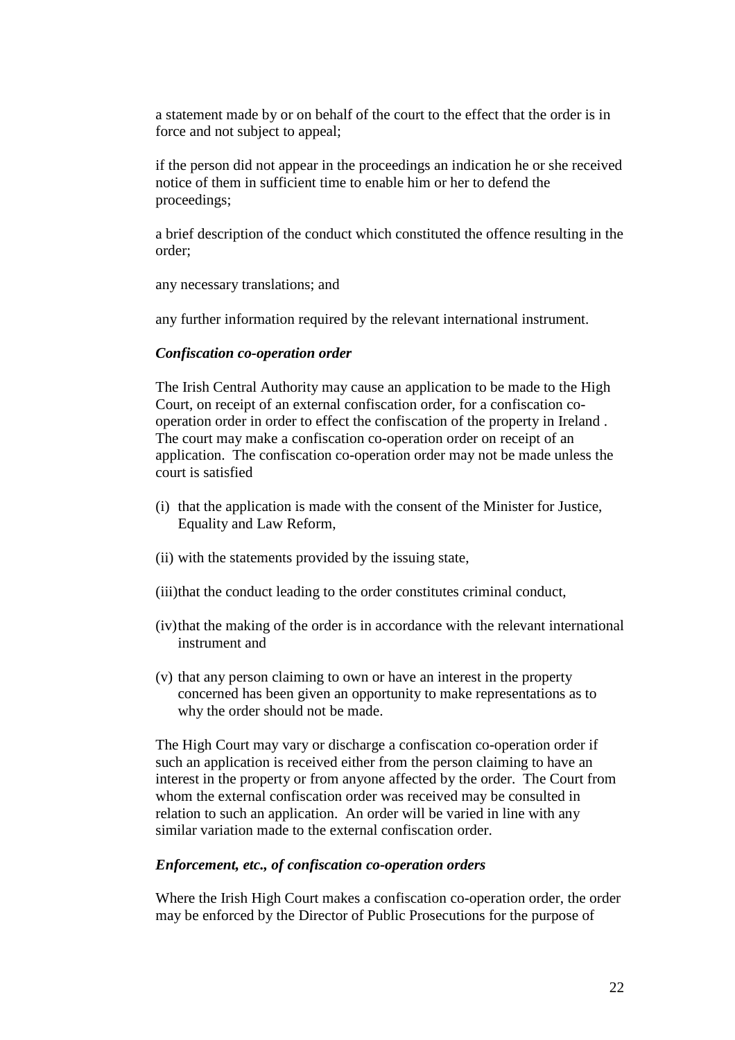a statement made by or on behalf of the court to the effect that the order is in force and not subject to appeal;

if the person did not appear in the proceedings an indication he or she received notice of them in sufficient time to enable him or her to defend the proceedings;

a brief description of the conduct which constituted the offence resulting in the order;

any necessary translations; and

any further information required by the relevant international instrument.

***Confiscation co-operation order***

The Irish Central Authority may cause an application to be made to the High Court, on receipt of an external confiscation order, for a confiscation co-operation order in order to effect the confiscation of the property in Ireland . The court may make a confiscation co-operation order on receipt of an application. The confiscation co-operation order may not be made unless the court is satisfied

(i) that the application is made with the consent of the Minister for Justice, Equality and Law Reform,

(ii) with the statements provided by the issuing state,

(iii) that the conduct leading to the order constitutes criminal conduct,

(iv) that the making of the order is in accordance with the relevant international instrument and

(v) that any person claiming to own or have an interest in the property concerned has been given an opportunity to make representations as to why the order should not be made.

The High Court may vary or discharge a confiscation co-operation order if such an application is received either from the person claiming to have an interest in the property or from anyone affected by the order. The Court from whom the external confiscation order was received may be consulted in relation to such an application. An order will be varied in line with any similar variation made to the external confiscation order.

***Enforcement, etc., of confiscation co-operation orders***

Where the Irish High Court makes a confiscation co-operation order, the order may be enforced by the Director of Public Prosecutions for the purpose of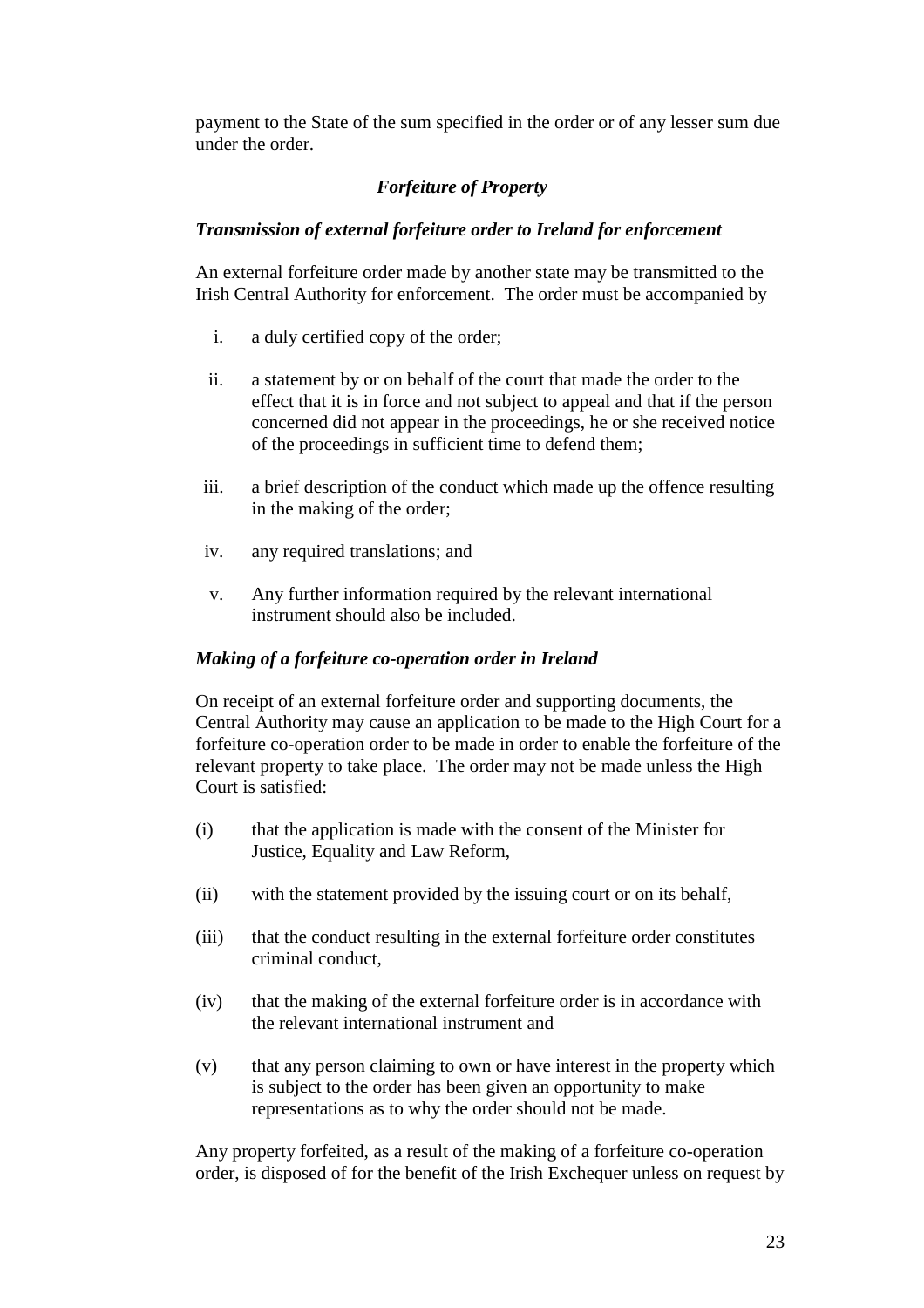payment to the State of the sum specified in the order or of any lesser sum due under the order.

### *Forfeiture of Property*

#### *Transmission of external forfeiture order to Ireland for enforcement*

An external forfeiture order made by another state may be transmitted to the Irish Central Authority for enforcement. The order must be accompanied by

i. a duly certified copy of the order;

ii. a statement by or on behalf of the court that made the order to the effect that it is in force and not subject to appeal and that if the person concerned did not appear in the proceedings, he or she received notice of the proceedings in sufficient time to defend them;

iii. a brief description of the conduct which made up the offence resulting in the making of the order;

iv. any required translations; and

v. Any further information required by the relevant international instrument should also be included.

#### *Making of a forfeiture co-operation order in Ireland*

On receipt of an external forfeiture order and supporting documents, the Central Authority may cause an application to be made to the High Court for a forfeiture co-operation order to be made in order to enable the forfeiture of the relevant property to take place. The order may not be made unless the High Court is satisfied:

(i) that the application is made with the consent of the Minister for Justice, Equality and Law Reform,

(ii) with the statement provided by the issuing court or on its behalf,

(iii) that the conduct resulting in the external forfeiture order constitutes criminal conduct,

(iv) that the making of the external forfeiture order is in accordance with the relevant international instrument and

(v) that any person claiming to own or have interest in the property which is subject to the order has been given an opportunity to make representations as to why the order should not be made.

Any property forfeited, as a result of the making of a forfeiture co-operation order, is disposed of for the benefit of the Irish Exchequer unless on request by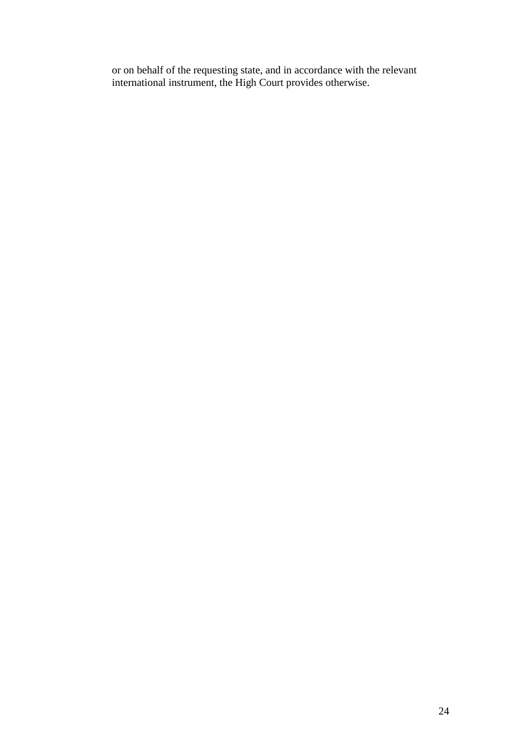or on behalf of the requesting state, and in accordance with the relevant international instrument, the High Court provides otherwise.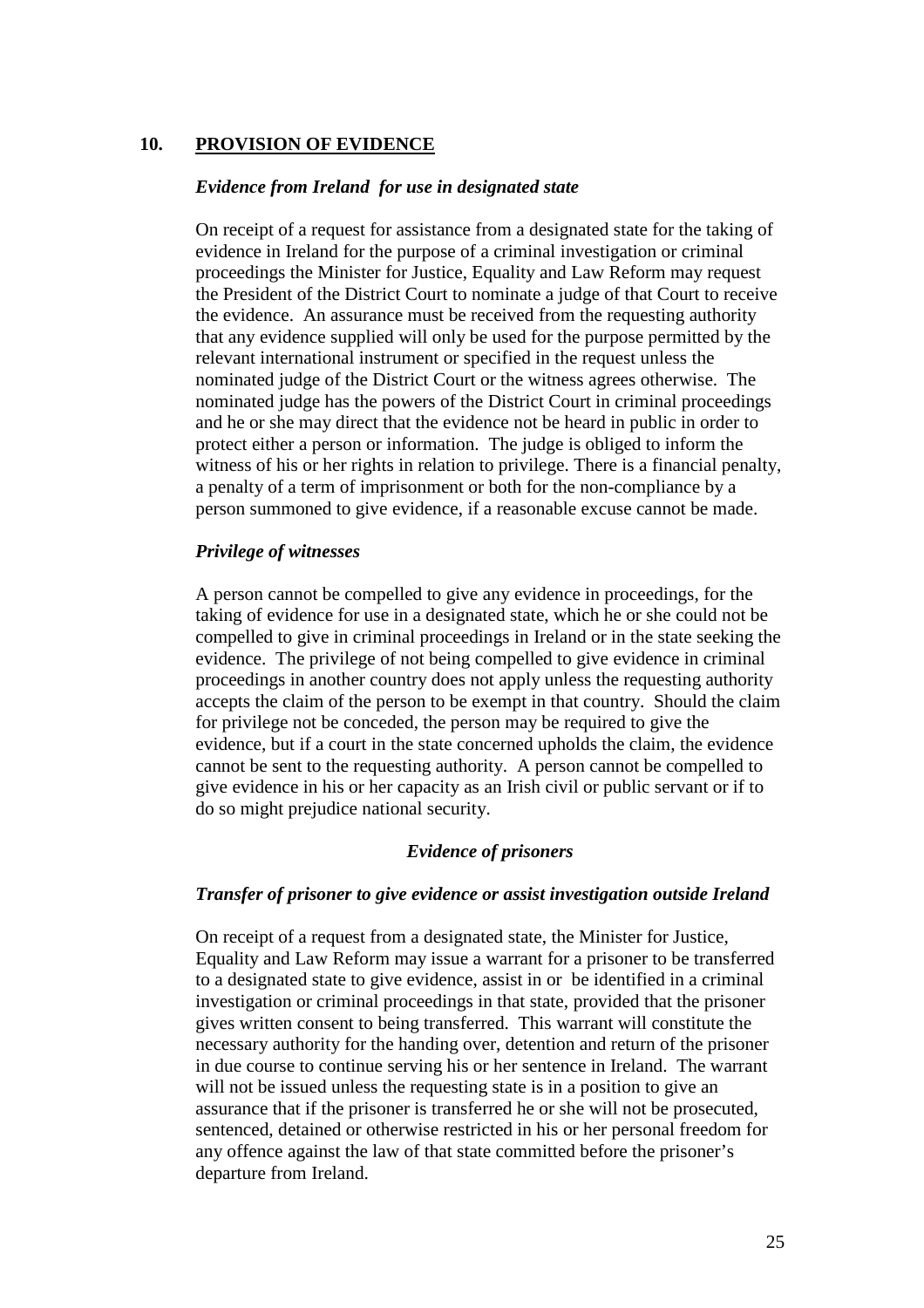## 10. PROVISION OF EVIDENCE

### *Evidence from Ireland for use in designated state*

On receipt of a request for assistance from a designated state for the taking of evidence in Ireland for the purpose of a criminal investigation or criminal proceedings the Minister for Justice, Equality and Law Reform may request the President of the District Court to nominate a judge of that Court to receive the evidence. An assurance must be received from the requesting authority that any evidence supplied will only be used for the purpose permitted by the relevant international instrument or specified in the request unless the nominated judge of the District Court or the witness agrees otherwise. The nominated judge has the powers of the District Court in criminal proceedings and he or she may direct that the evidence not be heard in public in order to protect either a person or information. The judge is obliged to inform the witness of his or her rights in relation to privilege. There is a financial penalty, a penalty of a term of imprisonment or both for the non-compliance by a person summoned to give evidence, if a reasonable excuse cannot be made.

### *Privilege of witnesses*

A person cannot be compelled to give any evidence in proceedings, for the taking of evidence for use in a designated state, which he or she could not be compelled to give in criminal proceedings in Ireland or in the state seeking the evidence. The privilege of not being compelled to give evidence in criminal proceedings in another country does not apply unless the requesting authority accepts the claim of the person to be exempt in that country. Should the claim for privilege not be conceded, the person may be required to give the evidence, but if a court in the state concerned upholds the claim, the evidence cannot be sent to the requesting authority. A person cannot be compelled to give evidence in his or her capacity as an Irish civil or public servant or if to do so might prejudice national security.

### *Evidence of prisoners*

### *Transfer of prisoner to give evidence or assist investigation outside Ireland*

On receipt of a request from a designated state, the Minister for Justice, Equality and Law Reform may issue a warrant for a prisoner to be transferred to a designated state to give evidence, assist in or be identified in a criminal investigation or criminal proceedings in that state, provided that the prisoner gives written consent to being transferred. This warrant will constitute the necessary authority for the handing over, detention and return of the prisoner in due course to continue serving his or her sentence in Ireland. The warrant will not be issued unless the requesting state is in a position to give an assurance that if the prisoner is transferred he or she will not be prosecuted, sentenced, detained or otherwise restricted in his or her personal freedom for any offence against the law of that state committed before the prisoner's departure from Ireland.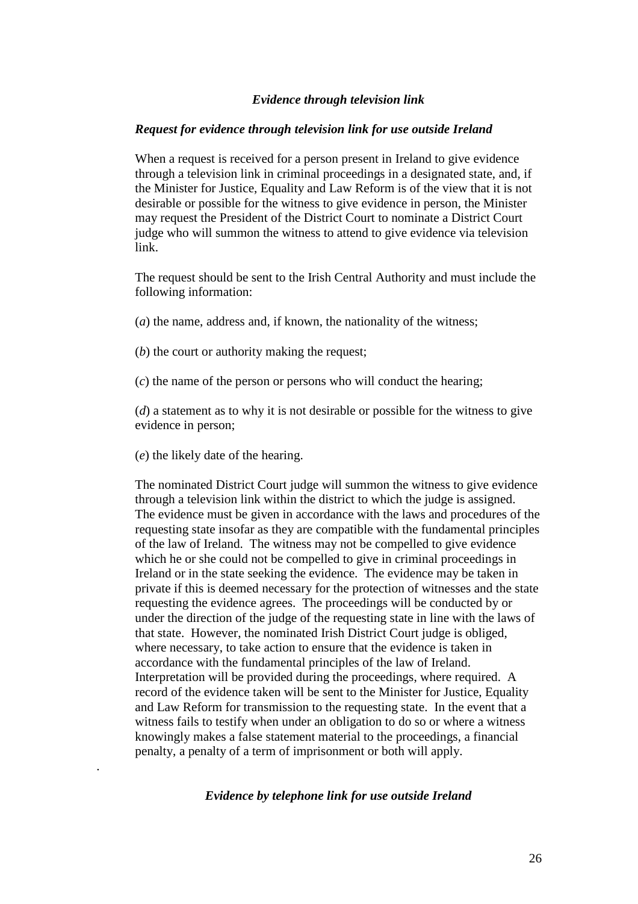### *Evidence through television link*

#### *Request for evidence through television link for use outside Ireland*

When a request is received for a person present in Ireland to give evidence through a television link in criminal proceedings in a designated state, and, if the Minister for Justice, Equality and Law Reform is of the view that it is not desirable or possible for the witness to give evidence in person, the Minister may request the President of the District Court to nominate a District Court judge who will summon the witness to attend to give evidence via television link.

The request should be sent to the Irish Central Authority and must include the following information:

(*a*) the name, address and, if known, the nationality of the witness;

(*b*) the court or authority making the request;

(*c*) the name of the person or persons who will conduct the hearing;

(*d*) a statement as to why it is not desirable or possible for the witness to give evidence in person;

(*e*) the likely date of the hearing.

The nominated District Court judge will summon the witness to give evidence through a television link within the district to which the judge is assigned. The evidence must be given in accordance with the laws and procedures of the requesting state insofar as they are compatible with the fundamental principles of the law of Ireland. The witness may not be compelled to give evidence which he or she could not be compelled to give in criminal proceedings in Ireland or in the state seeking the evidence. The evidence may be taken in private if this is deemed necessary for the protection of witnesses and the state requesting the evidence agrees. The proceedings will be conducted by or under the direction of the judge of the requesting state in line with the laws of that state. However, the nominated Irish District Court judge is obliged, where necessary, to take action to ensure that the evidence is taken in accordance with the fundamental principles of the law of Ireland. Interpretation will be provided during the proceedings, where required. A record of the evidence taken will be sent to the Minister for Justice, Equality and Law Reform for transmission to the requesting state. In the event that a witness fails to testify when under an obligation to do so or where a witness knowingly makes a false statement material to the proceedings, a financial penalty, a penalty of a term of imprisonment or both will apply.

### *Evidence by telephone link for use outside Ireland*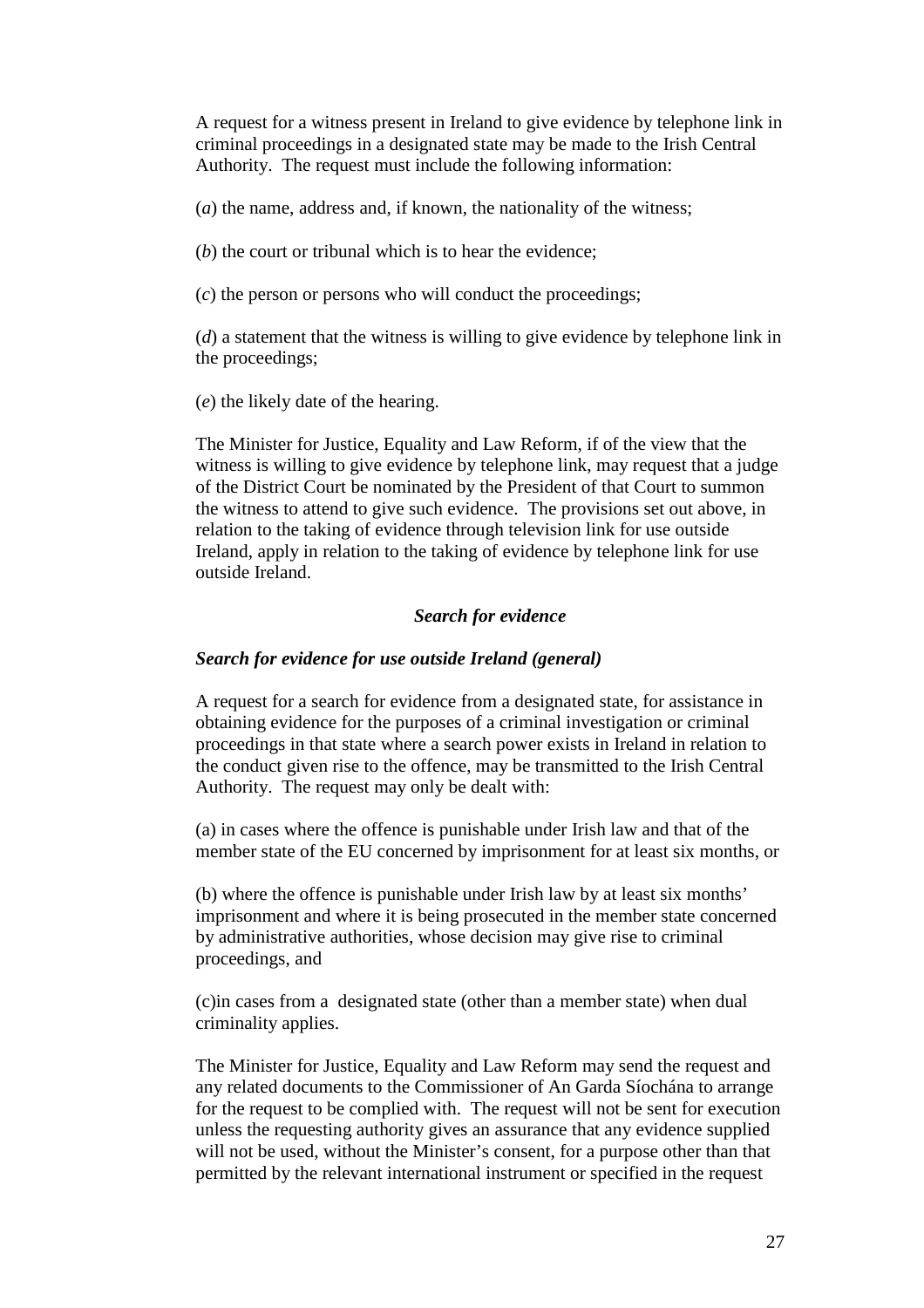A request for a witness present in Ireland to give evidence by telephone link in criminal proceedings in a designated state may be made to the Irish Central Authority. The request must include the following information:

(*a*) the name, address and, if known, the nationality of the witness;

(*b*) the court or tribunal which is to hear the evidence;

(*c*) the person or persons who will conduct the proceedings;

(*d*) a statement that the witness is willing to give evidence by telephone link in the proceedings;

(*e*) the likely date of the hearing.

The Minister for Justice, Equality and Law Reform, if of the view that the witness is willing to give evidence by telephone link, may request that a judge of the District Court be nominated by the President of that Court to summon the witness to attend to give such evidence. The provisions set out above, in relation to the taking of evidence through television link for use outside Ireland, apply in relation to the taking of evidence by telephone link for use outside Ireland.

### *Search for evidence*

#### *Search for evidence for use outside Ireland (general)*

A request for a search for evidence from a designated state, for assistance in obtaining evidence for the purposes of a criminal investigation or criminal proceedings in that state where a search power exists in Ireland in relation to the conduct given rise to the offence, may be transmitted to the Irish Central Authority. The request may only be dealt with:

(a) in cases where the offence is punishable under Irish law and that of the member state of the EU concerned by imprisonment for at least six months, or

(b) where the offence is punishable under Irish law by at least six months' imprisonment and where it is being prosecuted in the member state concerned by administrative authorities, whose decision may give rise to criminal proceedings, and

(c)in cases from a designated state (other than a member state) when dual criminality applies.

The Minister for Justice, Equality and Law Reform may send the request and any related documents to the Commissioner of An Garda Síochána to arrange for the request to be complied with. The request will not be sent for execution unless the requesting authority gives an assurance that any evidence supplied will not be used, without the Minister's consent, for a purpose other than that permitted by the relevant international instrument or specified in the request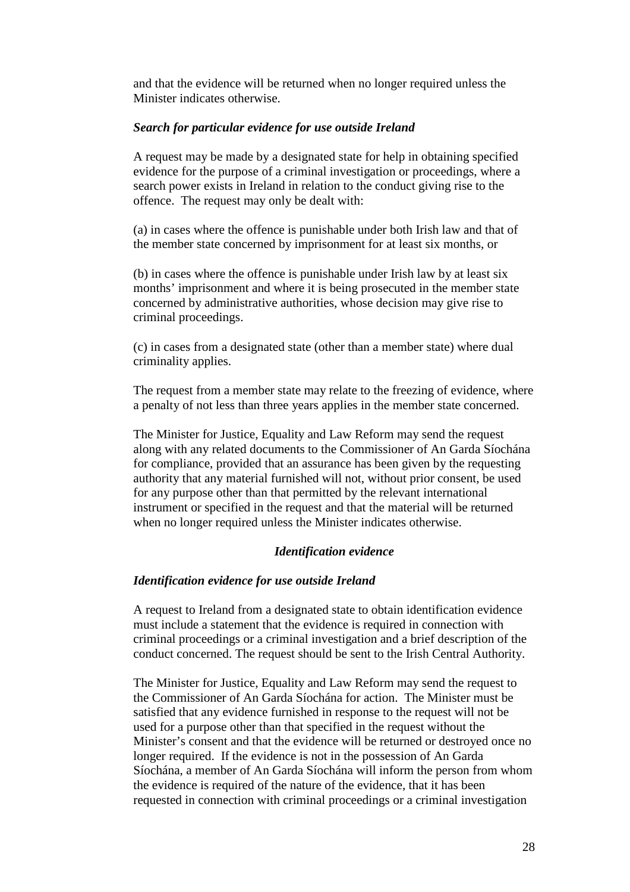and that the evidence will be returned when no longer required unless the Minister indicates otherwise.

### *Search for particular evidence for use outside Ireland*

A request may be made by a designated state for help in obtaining specified evidence for the purpose of a criminal investigation or proceedings, where a search power exists in Ireland in relation to the conduct giving rise to the offence. The request may only be dealt with:

(a) in cases where the offence is punishable under both Irish law and that of the member state concerned by imprisonment for at least six months, or

(b) in cases where the offence is punishable under Irish law by at least six months' imprisonment and where it is being prosecuted in the member state concerned by administrative authorities, whose decision may give rise to criminal proceedings.

(c) in cases from a designated state (other than a member state) where dual criminality applies.

The request from a member state may relate to the freezing of evidence, where a penalty of not less than three years applies in the member state concerned.

The Minister for Justice, Equality and Law Reform may send the request along with any related documents to the Commissioner of An Garda Síochána for compliance, provided that an assurance has been given by the requesting authority that any material furnished will not, without prior consent, be used for any purpose other than that permitted by the relevant international instrument or specified in the request and that the material will be returned when no longer required unless the Minister indicates otherwise.

## *Identification evidence*

### *Identification evidence for use outside Ireland*

A request to Ireland from a designated state to obtain identification evidence must include a statement that the evidence is required in connection with criminal proceedings or a criminal investigation and a brief description of the conduct concerned. The request should be sent to the Irish Central Authority.

The Minister for Justice, Equality and Law Reform may send the request to the Commissioner of An Garda Síochána for action. The Minister must be satisfied that any evidence furnished in response to the request will not be used for a purpose other than that specified in the request without the Minister's consent and that the evidence will be returned or destroyed once no longer required. If the evidence is not in the possession of An Garda Síochána, a member of An Garda Síochána will inform the person from whom the evidence is required of the nature of the evidence, that it has been requested in connection with criminal proceedings or a criminal investigation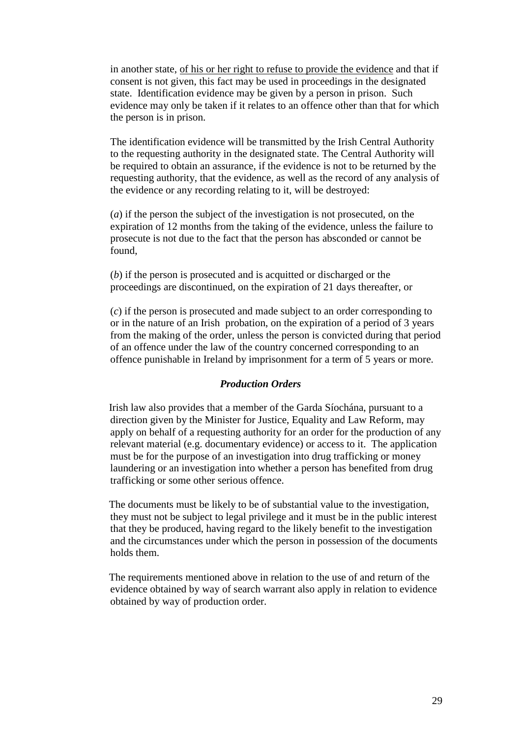in another state, <u>of his or her right to refuse to provide the evidence</u> and that if consent is not given, this fact may be used in proceedings in the designated state. Identification evidence may be given by a person in prison. Such evidence may only be taken if it relates to an offence other than that for which the person is in prison.

The identification evidence will be transmitted by the Irish Central Authority to the requesting authority in the designated state. The Central Authority will be required to obtain an assurance, if the evidence is not to be returned by the requesting authority, that the evidence, as well as the record of any analysis of the evidence or any recording relating to it, will be destroyed:

(*a*) if the person the subject of the investigation is not prosecuted, on the expiration of 12 months from the taking of the evidence, unless the failure to prosecute is not due to the fact that the person has absconded or cannot be found,

(*b*) if the person is prosecuted and is acquitted or discharged or the proceedings are discontinued, on the expiration of 21 days thereafter, or

(*c*) if the person is prosecuted and made subject to an order corresponding to or in the nature of an Irish probation, on the expiration of a period of 3 years from the making of the order, unless the person is convicted during that period of an offence under the law of the country concerned corresponding to an offence punishable in Ireland by imprisonment for a term of 5 years or more.

### *Production Orders*

Irish law also provides that a member of the Garda Síochána, pursuant to a direction given by the Minister for Justice, Equality and Law Reform, may apply on behalf of a requesting authority for an order for the production of any relevant material (e.g. documentary evidence) or access to it. The application must be for the purpose of an investigation into drug trafficking or money laundering or an investigation into whether a person has benefited from drug trafficking or some other serious offence.

The documents must be likely to be of substantial value to the investigation, they must not be subject to legal privilege and it must be in the public interest that they be produced, having regard to the likely benefit to the investigation and the circumstances under which the person in possession of the documents holds them.

The requirements mentioned above in relation to the use of and return of the evidence obtained by way of search warrant also apply in relation to evidence obtained by way of production order.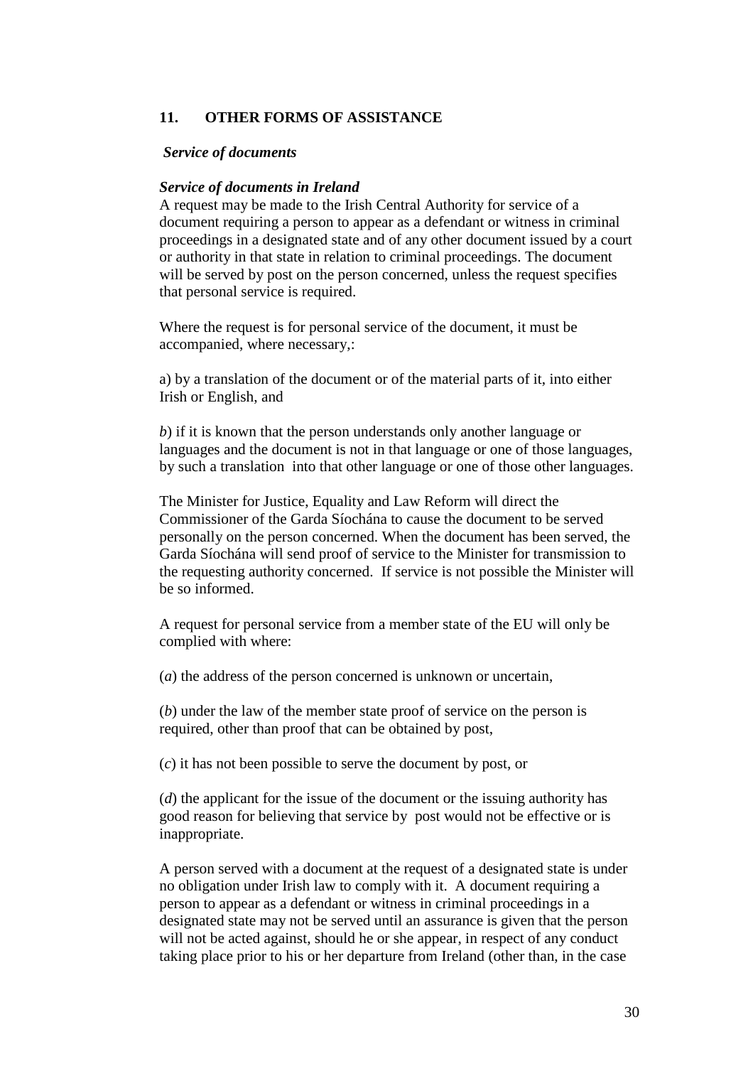## 11. OTHER FORMS OF ASSISTANCE

***Service of documents***

***Service of documents in Ireland***

A request may be made to the Irish Central Authority for service of a document requiring a person to appear as a defendant or witness in criminal proceedings in a designated state and of any other document issued by a court or authority in that state in relation to criminal proceedings. The document will be served by post on the person concerned, unless the request specifies that personal service is required.

Where the request is for personal service of the document, it must be accompanied, where necessary,:

a) by a translation of the document or of the material parts of it, into either Irish or English, and

*b*) if it is known that the person understands only another language or languages and the document is not in that language or one of those languages, by such a translation into that other language or one of those other languages.

The Minister for Justice, Equality and Law Reform will direct the Commissioner of the Garda Síochána to cause the document to be served personally on the person concerned. When the document has been served, the Garda Síochána will send proof of service to the Minister for transmission to the requesting authority concerned. If service is not possible the Minister will be so informed.

A request for personal service from a member state of the EU will only be complied with where:

(*a*) the address of the person concerned is unknown or uncertain,

(*b*) under the law of the member state proof of service on the person is required, other than proof that can be obtained by post,

(*c*) it has not been possible to serve the document by post, or

(*d*) the applicant for the issue of the document or the issuing authority has good reason for believing that service by post would not be effective or is inappropriate.

A person served with a document at the request of a designated state is under no obligation under Irish law to comply with it. A document requiring a person to appear as a defendant or witness in criminal proceedings in a designated state may not be served until an assurance is given that the person will not be acted against, should he or she appear, in respect of any conduct taking place prior to his or her departure from Ireland (other than, in the case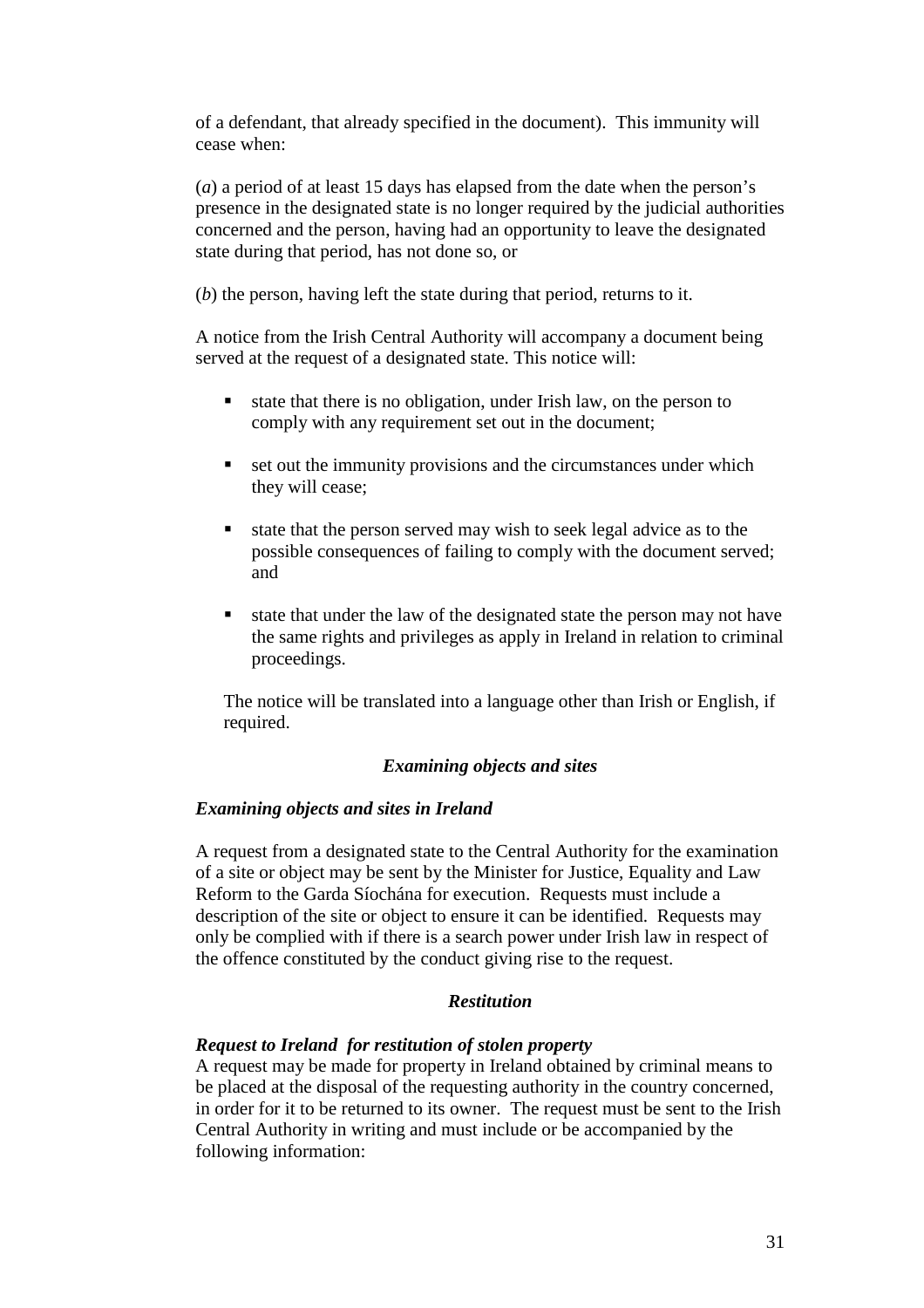of a defendant, that already specified in the document). This immunity will cease when:

(*a*) a period of at least 15 days has elapsed from the date when the person's presence in the designated state is no longer required by the judicial authorities concerned and the person, having had an opportunity to leave the designated state during that period, has not done so, or

(*b*) the person, having left the state during that period, returns to it.

A notice from the Irish Central Authority will accompany a document being served at the request of a designated state. This notice will:

- state that there is no obligation, under Irish law, on the person to comply with any requirement set out in the document;
- set out the immunity provisions and the circumstances under which they will cease;
- state that the person served may wish to seek legal advice as to the possible consequences of failing to comply with the document served; and
- state that under the law of the designated state the person may not have the same rights and privileges as apply in Ireland in relation to criminal proceedings.

The notice will be translated into a language other than Irish or English, if required.

### *Examining objects and sites*

#### *Examining objects and sites in Ireland*

A request from a designated state to the Central Authority for the examination of a site or object may be sent by the Minister for Justice, Equality and Law Reform to the Garda Síochána for execution. Requests must include a description of the site or object to ensure it can be identified. Requests may only be complied with if there is a search power under Irish law in respect of the offence constituted by the conduct giving rise to the request.

### *Restitution*

#### *Request to Ireland for restitution of stolen property*

A request may be made for property in Ireland obtained by criminal means to be placed at the disposal of the requesting authority in the country concerned, in order for it to be returned to its owner. The request must be sent to the Irish Central Authority in writing and must include or be accompanied by the following information: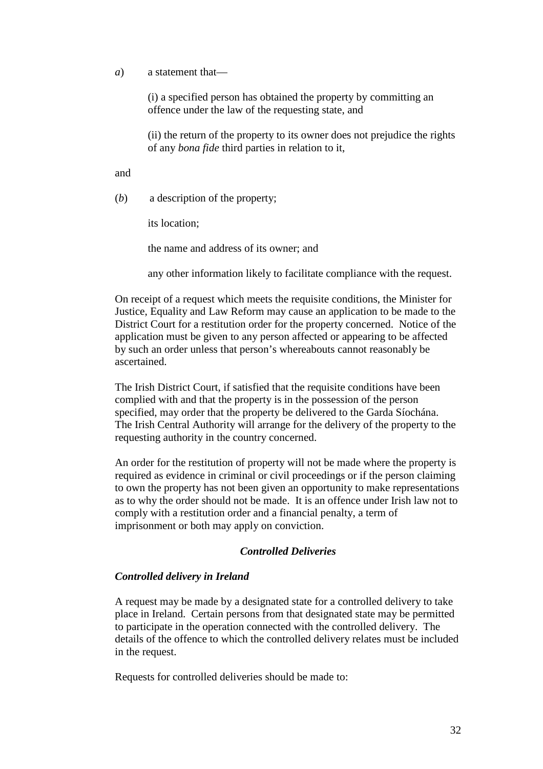*a*) a statement that—

(i) a specified person has obtained the property by committing an offence under the law of the requesting state, and

(ii) the return of the property to its owner does not prejudice the rights of any *bona fide* third parties in relation to it,

and

(*b*) a description of the property;

its location;

the name and address of its owner; and

any other information likely to facilitate compliance with the request.

On receipt of a request which meets the requisite conditions, the Minister for Justice, Equality and Law Reform may cause an application to be made to the District Court for a restitution order for the property concerned. Notice of the application must be given to any person affected or appearing to be affected by such an order unless that person's whereabouts cannot reasonably be ascertained.

The Irish District Court, if satisfied that the requisite conditions have been complied with and that the property is in the possession of the person specified, may order that the property be delivered to the Garda Síochána. The Irish Central Authority will arrange for the delivery of the property to the requesting authority in the country concerned.

An order for the restitution of property will not be made where the property is required as evidence in criminal or civil proceedings or if the person claiming to own the property has not been given an opportunity to make representations as to why the order should not be made. It is an offence under Irish law not to comply with a restitution order and a financial penalty, a term of imprisonment or both may apply on conviction.

### *Controlled Deliveries*

#### *Controlled delivery in Ireland*

A request may be made by a designated state for a controlled delivery to take place in Ireland. Certain persons from that designated state may be permitted to participate in the operation connected with the controlled delivery. The details of the offence to which the controlled delivery relates must be included in the request.

Requests for controlled deliveries should be made to: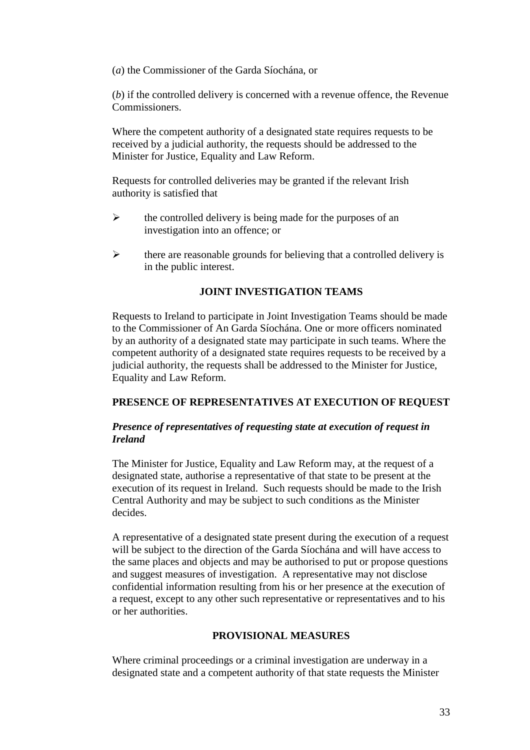(*a*) the Commissioner of the Garda Síochána, or

(*b*) if the controlled delivery is concerned with a revenue offence, the Revenue Commissioners.

Where the competent authority of a designated state requires requests to be received by a judicial authority, the requests should be addressed to the Minister for Justice, Equality and Law Reform.

Requests for controlled deliveries may be granted if the relevant Irish authority is satisfied that

- the controlled delivery is being made for the purposes of an investigation into an offence; or
- there are reasonable grounds for believing that a controlled delivery is in the public interest.

## JOINT INVESTIGATION TEAMS

Requests to Ireland to participate in Joint Investigation Teams should be made to the Commissioner of An Garda Síochána. One or more officers nominated by an authority of a designated state may participate in such teams. Where the competent authority of a designated state requires requests to be received by a judicial authority, the requests shall be addressed to the Minister for Justice, Equality and Law Reform.

## PRESENCE OF REPRESENTATIVES AT EXECUTION OF REQUEST

### *Presence of representatives of requesting state at execution of request in Ireland*

The Minister for Justice, Equality and Law Reform may, at the request of a designated state, authorise a representative of that state to be present at the execution of its request in Ireland. Such requests should be made to the Irish Central Authority and may be subject to such conditions as the Minister decides.

A representative of a designated state present during the execution of a request will be subject to the direction of the Garda Síochána and will have access to the same places and objects and may be authorised to put or propose questions and suggest measures of investigation. A representative may not disclose confidential information resulting from his or her presence at the execution of a request, except to any other such representative or representatives and to his or her authorities.

## PROVISIONAL MEASURES

Where criminal proceedings or a criminal investigation are underway in a designated state and a competent authority of that state requests the Minister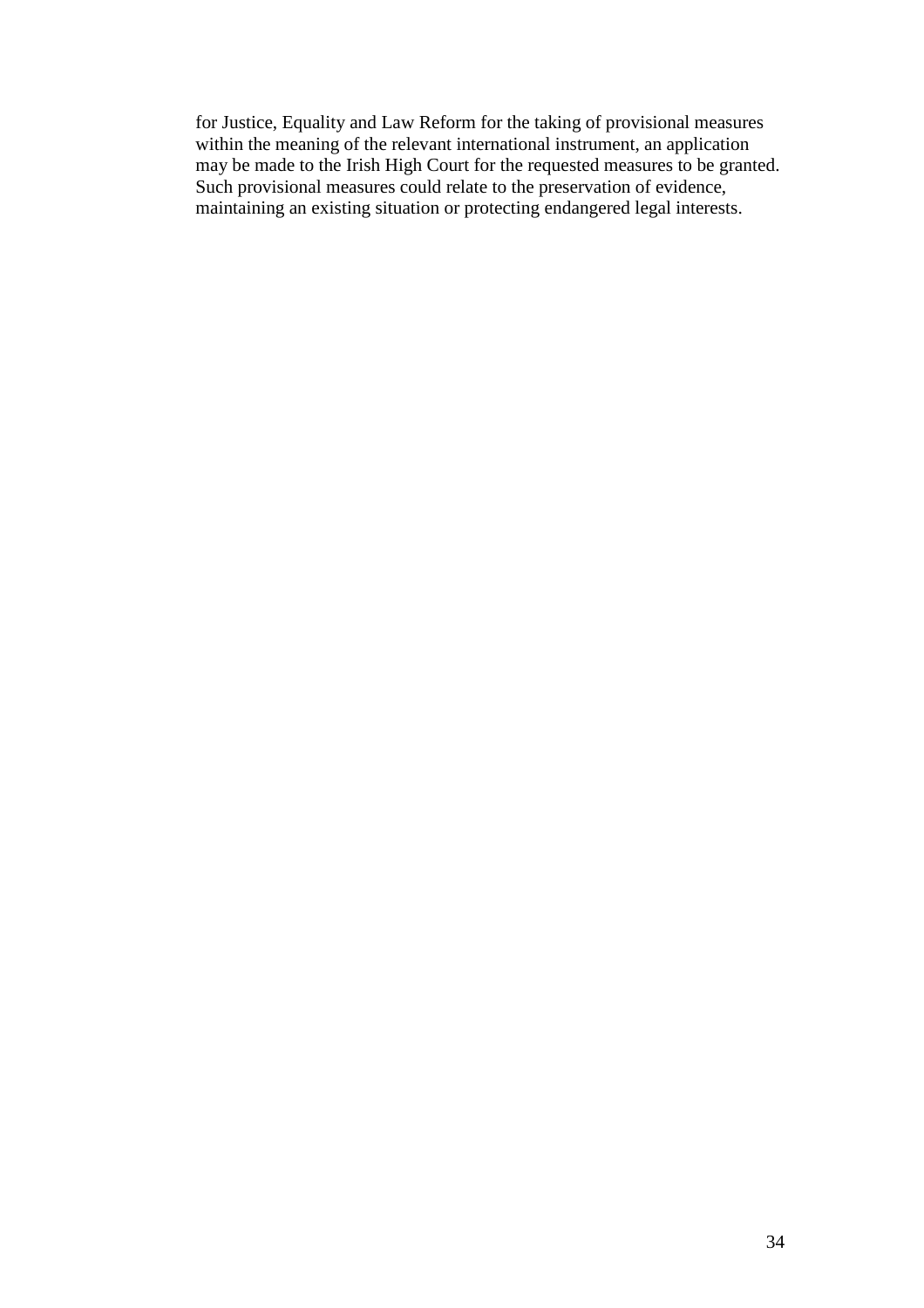for Justice, Equality and Law Reform for the taking of provisional measures within the meaning of the relevant international instrument, an application may be made to the Irish High Court for the requested measures to be granted. Such provisional measures could relate to the preservation of evidence, maintaining an existing situation or protecting endangered legal interests.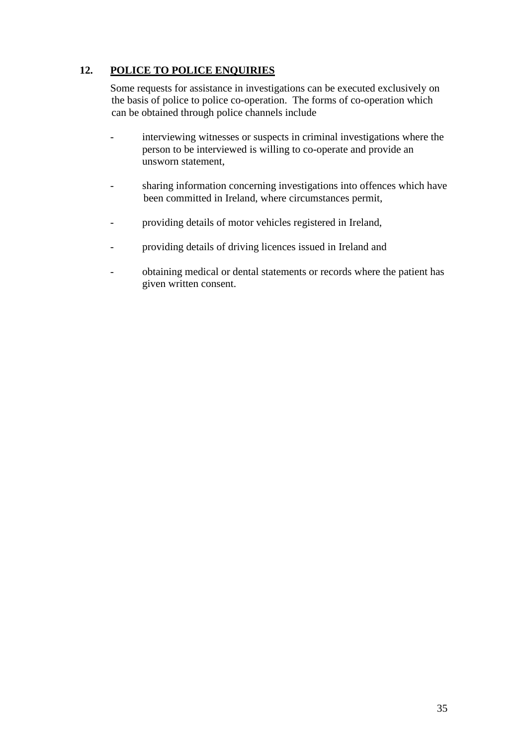## 12. POLICE TO POLICE ENQUIRIES

Some requests for assistance in investigations can be executed exclusively on the basis of police to police co-operation. The forms of co-operation which can be obtained through police channels include

- interviewing witnesses or suspects in criminal investigations where the person to be interviewed is willing to co-operate and provide an unsworn statement,

- sharing information concerning investigations into offences which have been committed in Ireland, where circumstances permit,

- providing details of motor vehicles registered in Ireland,

- providing details of driving licences issued in Ireland and

- obtaining medical or dental statements or records where the patient has given written consent.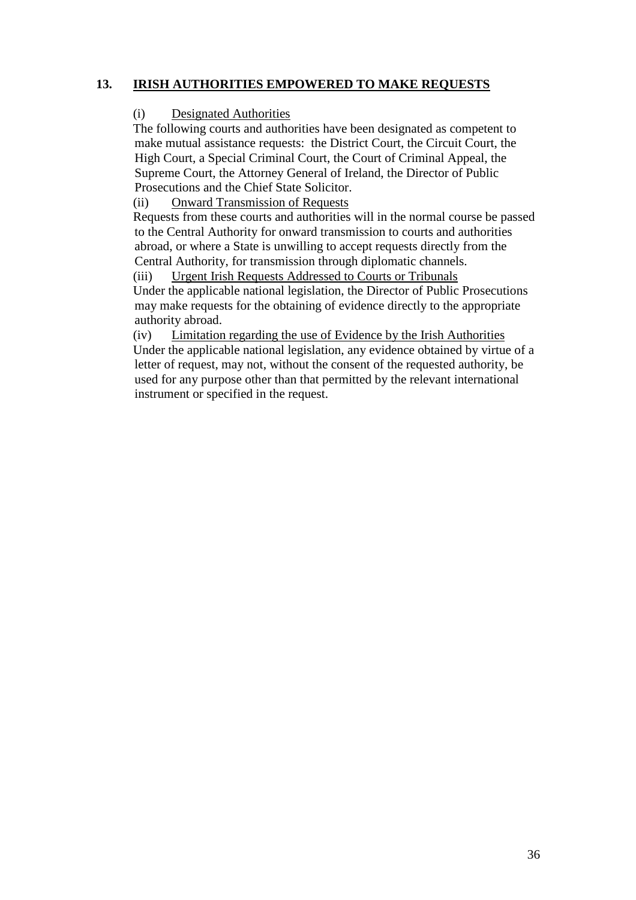## 13. IRISH AUTHORITIES EMPOWERED TO MAKE REQUESTS

(i) Designated Authorities

The following courts and authorities have been designated as competent to make mutual assistance requests: the District Court, the Circuit Court, the High Court, a Special Criminal Court, the Court of Criminal Appeal, the Supreme Court, the Attorney General of Ireland, the Director of Public Prosecutions and the Chief State Solicitor.

(ii) Onward Transmission of Requests

Requests from these courts and authorities will in the normal course be passed to the Central Authority for onward transmission to courts and authorities abroad, or where a State is unwilling to accept requests directly from the Central Authority, for transmission through diplomatic channels.

(iii) Urgent Irish Requests Addressed to Courts or Tribunals

Under the applicable national legislation, the Director of Public Prosecutions may make requests for the obtaining of evidence directly to the appropriate authority abroad.

(iv) Limitation regarding the use of Evidence by the Irish Authorities

Under the applicable national legislation, any evidence obtained by virtue of a letter of request, may not, without the consent of the requested authority, be used for any purpose other than that permitted by the relevant international instrument or specified in the request.